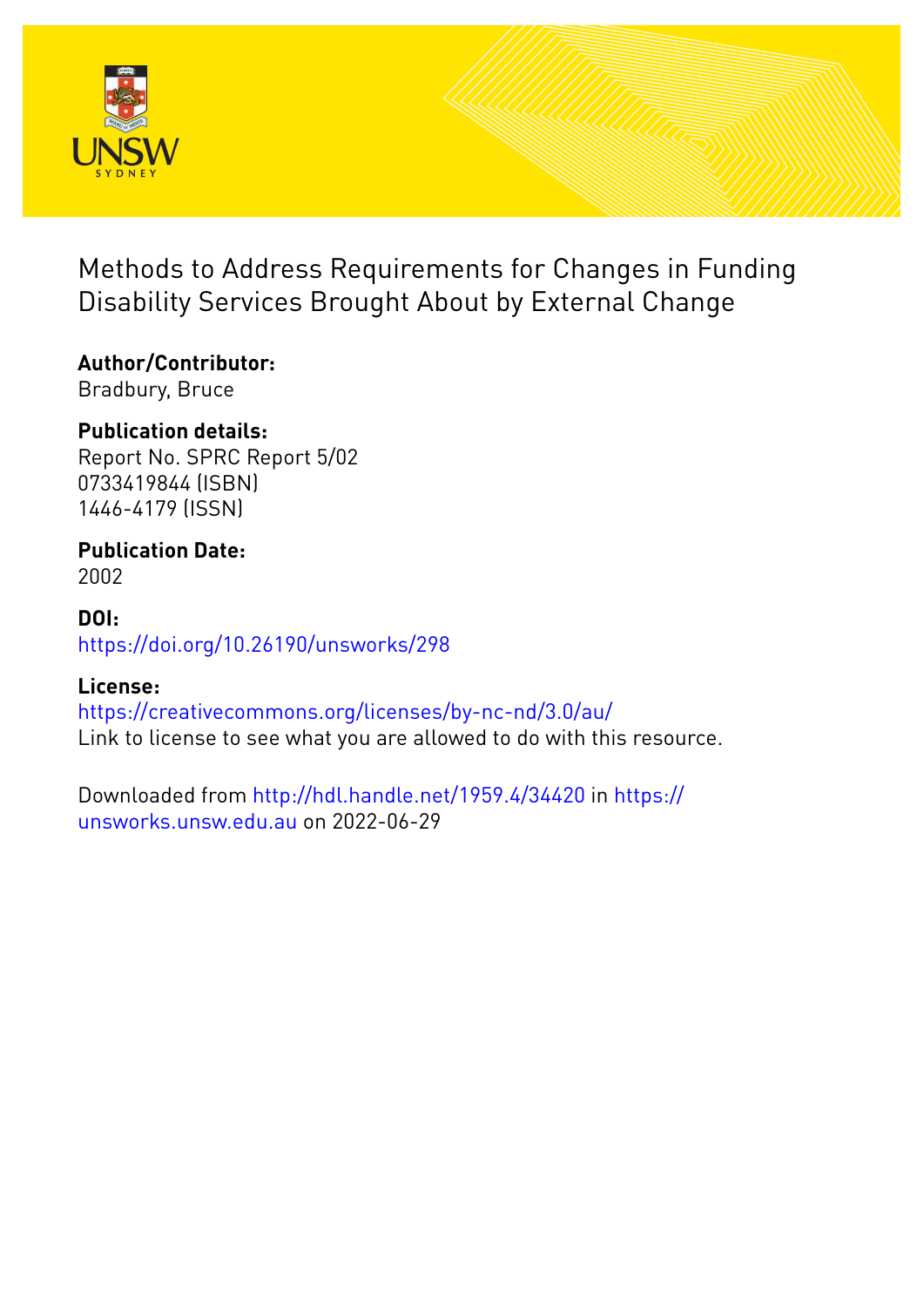# Methods to Address Requirements for Changes in Funding Disability Services Brought About by External Change

**Author/Contributor:**
Bradbury, Bruce

**Publication details:**
Report No. SPRC Report 5/02
0733419844 (ISBN)
1446-4179 (ISSN)

**Publication Date:**
2002

**DOI:**
https://doi.org/10.26190/unsworks/298

**License:**
https://creativecommons.org/licenses/by-nc-nd/3.0/au/
Link to license to see what you are allowed to do with this resource.

Downloaded from http://hdl.handle.net/1959.4/34420 in https://unsworks.unsw.edu.au on 2022-06-29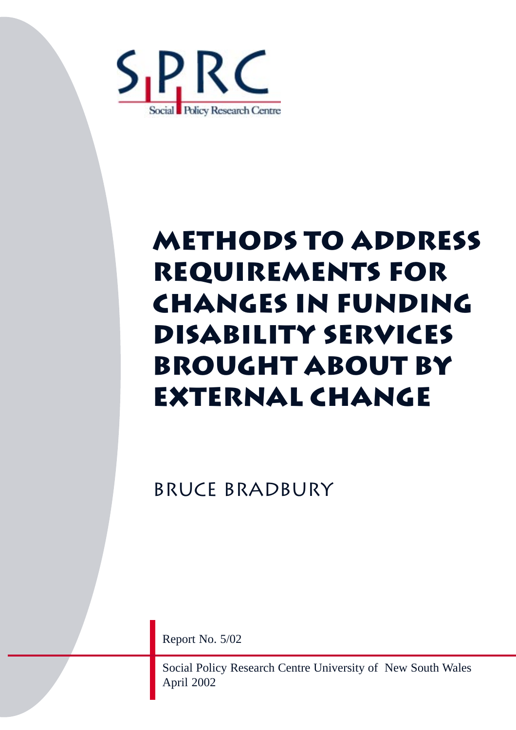SPRC

Social Policy Research Centre

# Methods to Address Requirements for Changes in Funding Disability Services Brought About by External Change

Bruce Bradbury

Report No. 5/02

Social Policy Research Centre University of New South Wales
April 2002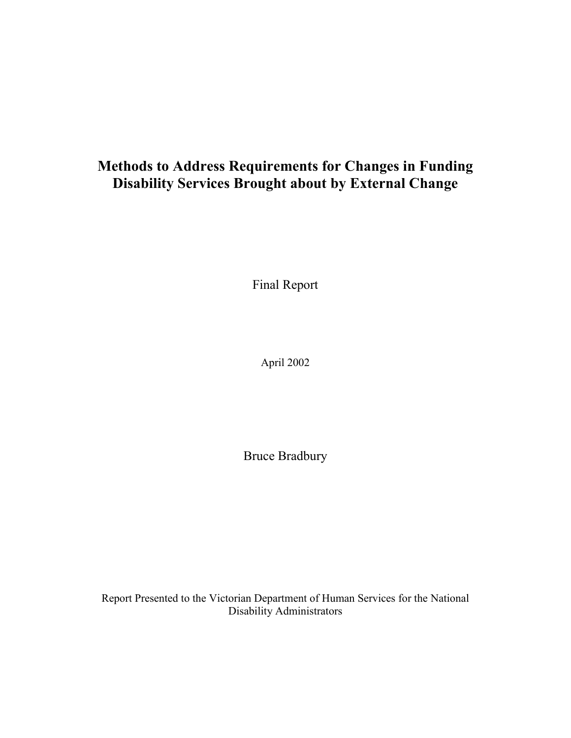# Methods to Address Requirements for Changes in Funding Disability Services Brought about by External Change

Final Report

April 2002

Bruce Bradbury

Report Presented to the Victorian Department of Human Services for the National Disability Administrators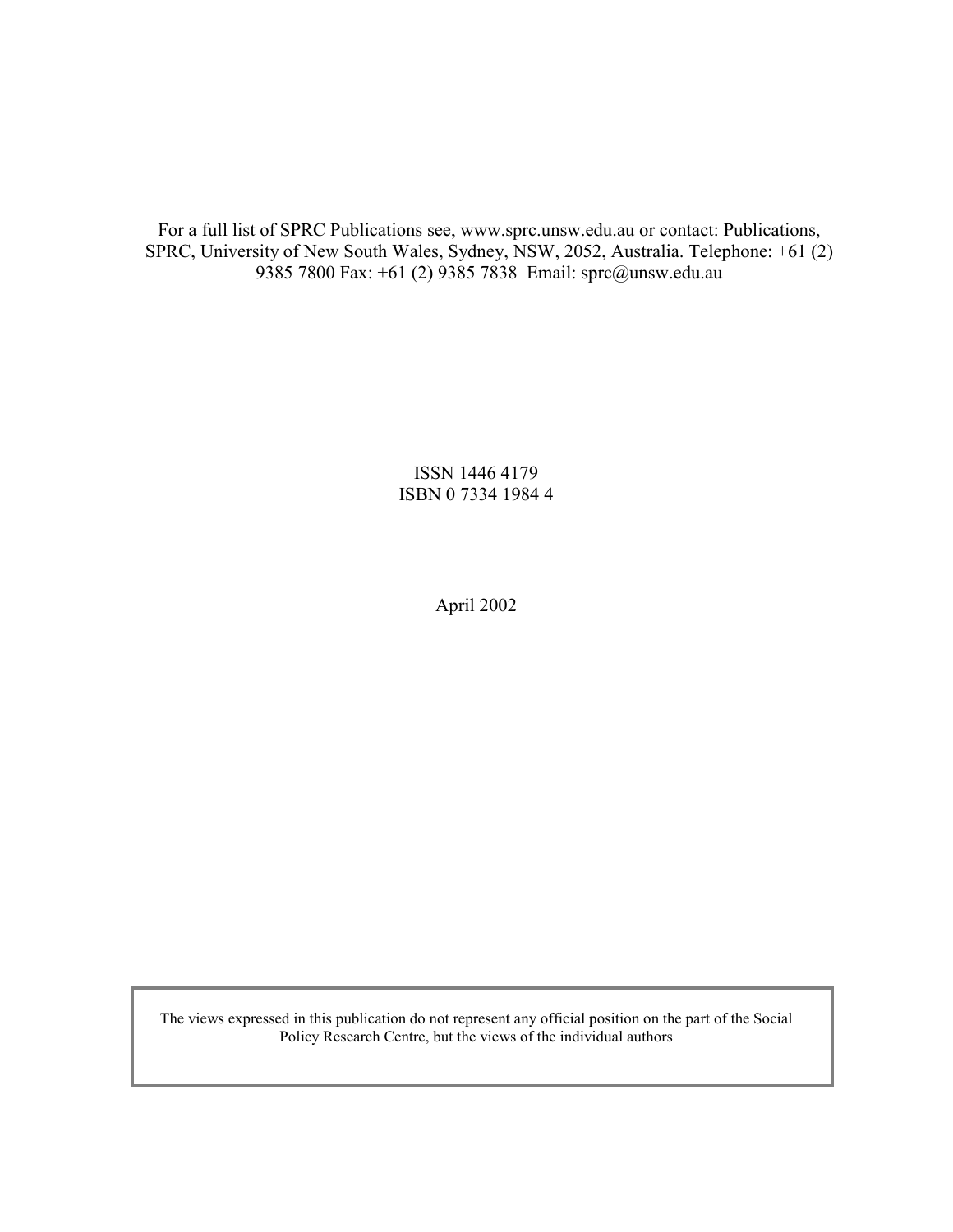For a full list of SPRC Publications see, www.sprc.unsw.edu.au or contact: Publications, SPRC, University of New South Wales, Sydney, NSW, 2052, Australia. Telephone: +61 (2) 9385 7800 Fax: +61 (2) 9385 7838 Email: sprc@unsw.edu.au

ISSN 1446 4179
ISBN 0 7334 1984 4

April 2002

The views expressed in this publication do not represent any official position on the part of the Social Policy Research Centre, but the views of the individual authors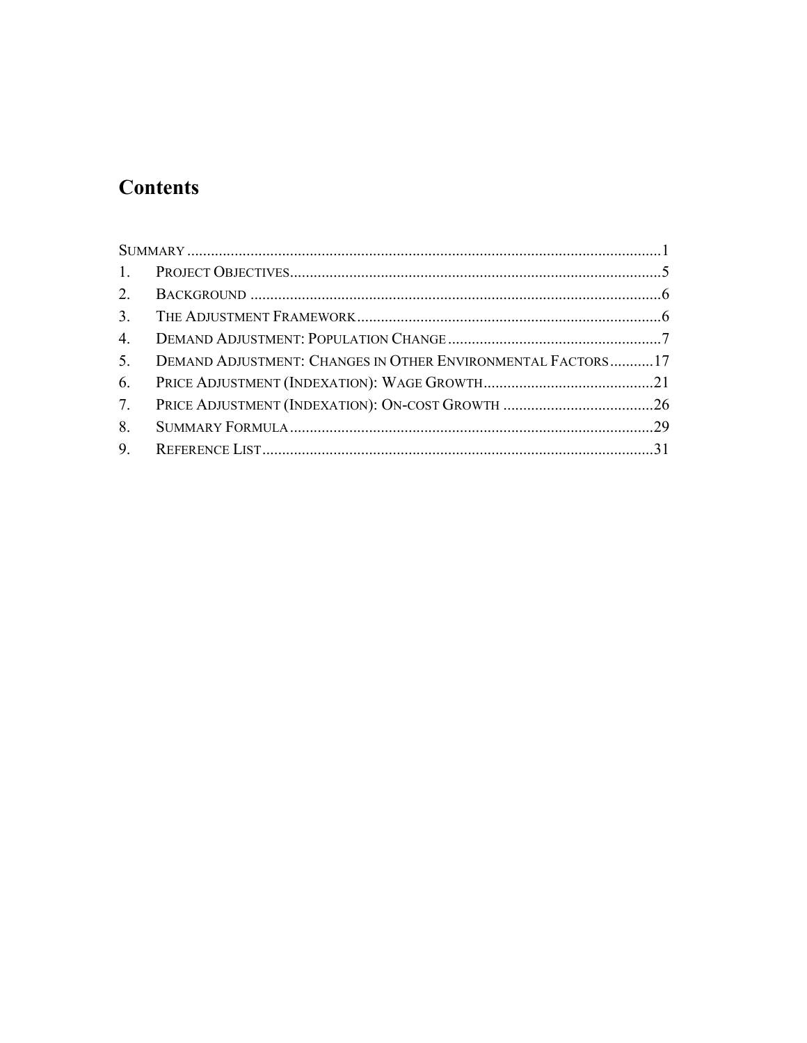# Contents

SUMMARY ........................................................................................................................1
1. PROJECT OBJECTIVES..............................................................................................5
2. BACKGROUND ........................................................................................................6
3. THE ADJUSTMENT FRAMEWORK..............................................................................6
4. DEMAND ADJUSTMENT: POPULATION CHANGE .......................................................7
5. DEMAND ADJUSTMENT: CHANGES IN OTHER ENVIRONMENTAL FACTORS...........17
6. PRICE ADJUSTMENT (INDEXATION): WAGE GROWTH............................................21
7. PRICE ADJUSTMENT (INDEXATION): ON-COST GROWTH .......................................26
8. SUMMARY FORMULA.............................................................................................29
9. REFERENCE LIST....................................................................................................31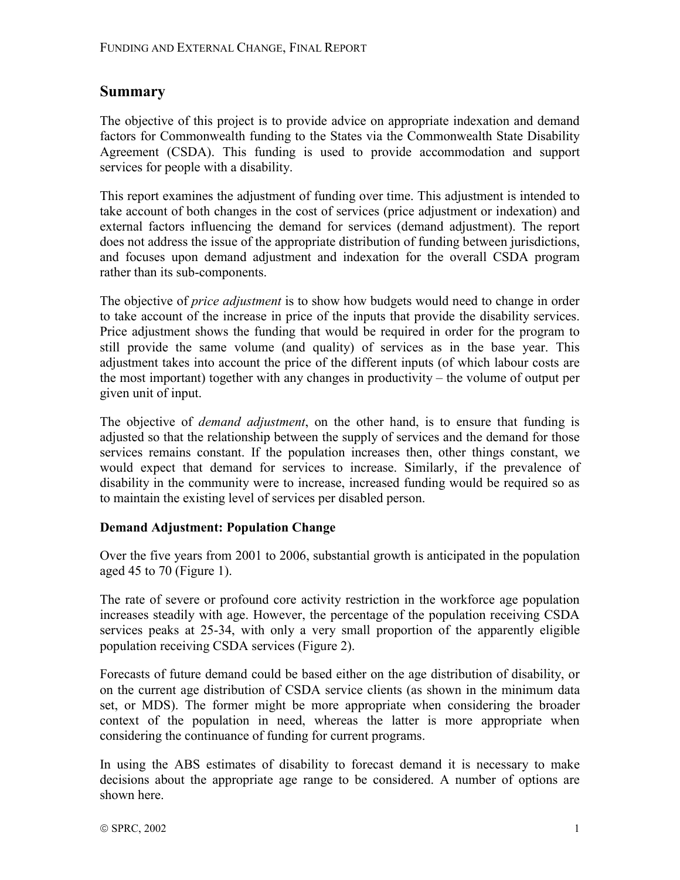## Summary

The objective of this project is to provide advice on appropriate indexation and demand factors for Commonwealth funding to the States via the Commonwealth State Disability Agreement (CSDA). This funding is used to provide accommodation and support services for people with a disability.

This report examines the adjustment of funding over time. This adjustment is intended to take account of both changes in the cost of services (price adjustment or indexation) and external factors influencing the demand for services (demand adjustment). The report does not address the issue of the appropriate distribution of funding between jurisdictions, and focuses upon demand adjustment and indexation for the overall CSDA program rather than its sub-components.

The objective of *price adjustment* is to show how budgets would need to change in order to take account of the increase in price of the inputs that provide the disability services. Price adjustment shows the funding that would be required in order for the program to still provide the same volume (and quality) of services as in the base year. This adjustment takes into account the price of the different inputs (of which labour costs are the most important) together with any changes in productivity – the volume of output per given unit of input.

The objective of *demand adjustment*, on the other hand, is to ensure that funding is adjusted so that the relationship between the supply of services and the demand for those services remains constant. If the population increases then, other things constant, we would expect that demand for services to increase. Similarly, if the prevalence of disability in the community were to increase, increased funding would be required so as to maintain the existing level of services per disabled person.

**Demand Adjustment: Population Change**

Over the five years from 2001 to 2006, substantial growth is anticipated in the population aged 45 to 70 (Figure 1).

The rate of severe or profound core activity restriction in the workforce age population increases steadily with age. However, the percentage of the population receiving CSDA services peaks at 25-34, with only a very small proportion of the apparently eligible population receiving CSDA services (Figure 2).

Forecasts of future demand could be based either on the age distribution of disability, or on the current age distribution of CSDA service clients (as shown in the minimum data set, or MDS). The former might be more appropriate when considering the broader context of the population in need, whereas the latter is more appropriate when considering the continuance of funding for current programs.

In using the ABS estimates of disability to forecast demand it is necessary to make decisions about the appropriate age range to be considered. A number of options are shown here.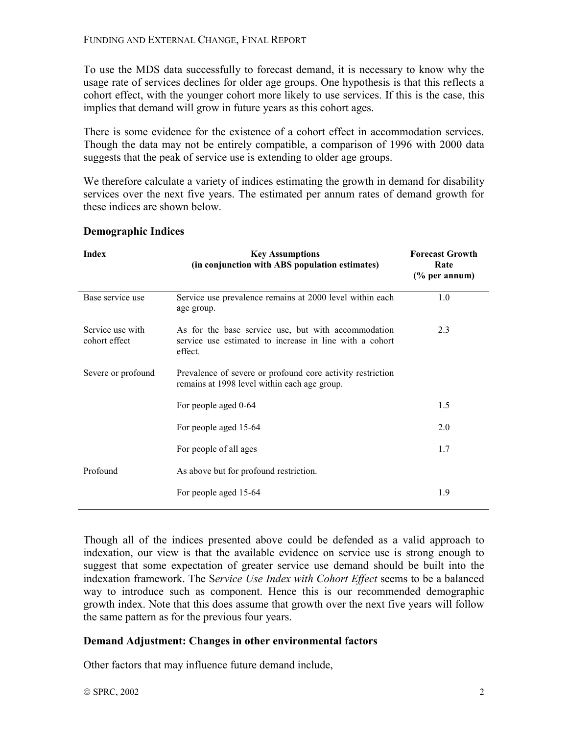To use the MDS data successfully to forecast demand, it is necessary to know why the usage rate of services declines for older age groups. One hypothesis is that this reflects a cohort effect, with the younger cohort more likely to use services. If this is the case, this implies that demand will grow in future years as this cohort ages.

There is some evidence for the existence of a cohort effect in accommodation services. Though the data may not be entirely compatible, a comparison of 1996 with 2000 data suggests that the peak of service use is extending to older age groups.

We therefore calculate a variety of indices estimating the growth in demand for disability services over the next five years. The estimated per annum rates of demand growth for these indices are shown below.

### Demographic Indices

| Index | Key Assumptions (in conjunction with ABS population estimates) | Forecast Growth Rate (% per annum) |
|---|---|---|
| Base service use | Service use prevalence remains at 2000 level within each age group. | 1.0 |
| Service use with cohort effect | As for the base service use, but with accommodation service use estimated to increase in line with a cohort effect. | 2.3 |
| Severe or profound | Prevalence of severe or profound core activity restriction remains at 1998 level within each age group. | |
| | For people aged 0-64 | 1.5 |
| | For people aged 15-64 | 2.0 |
| | For people of all ages | 1.7 |
| Profound | As above but for profound restriction. | |
| | For people aged 15-64 | 1.9 |

Though all of the indices presented above could be defended as a valid approach to indexation, our view is that the available evidence on service use is strong enough to suggest that some expectation of greater service use demand should be built into the indexation framework. The S*ervice Use Index with Cohort Effect* seems to be a balanced way to introduce such as component. Hence this is our recommended demographic growth index. Note that this does assume that growth over the next five years will follow the same pattern as for the previous four years.

### Demand Adjustment: Changes in other environmental factors

Other factors that may influence future demand include,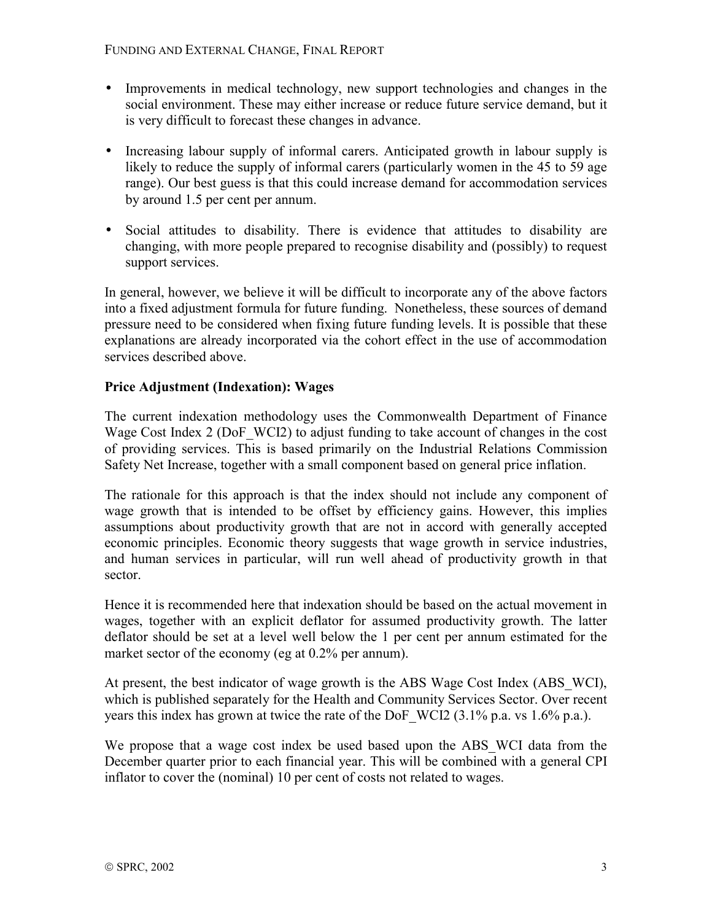- Improvements in medical technology, new support technologies and changes in the social environment. These may either increase or reduce future service demand, but it is very difficult to forecast these changes in advance.

- Increasing labour supply of informal carers. Anticipated growth in labour supply is likely to reduce the supply of informal carers (particularly women in the 45 to 59 age range). Our best guess is that this could increase demand for accommodation services by around 1.5 per cent per annum.

- Social attitudes to disability. There is evidence that attitudes to disability are changing, with more people prepared to recognise disability and (possibly) to request support services.

In general, however, we believe it will be difficult to incorporate any of the above factors into a fixed adjustment formula for future funding. Nonetheless, these sources of demand pressure need to be considered when fixing future funding levels. It is possible that these explanations are already incorporated via the cohort effect in the use of accommodation services described above.

**Price Adjustment (Indexation): Wages**

The current indexation methodology uses the Commonwealth Department of Finance Wage Cost Index 2 (DoF_WCI2) to adjust funding to take account of changes in the cost of providing services. This is based primarily on the Industrial Relations Commission Safety Net Increase, together with a small component based on general price inflation.

The rationale for this approach is that the index should not include any component of wage growth that is intended to be offset by efficiency gains. However, this implies assumptions about productivity growth that are not in accord with generally accepted economic principles. Economic theory suggests that wage growth in service industries, and human services in particular, will run well ahead of productivity growth in that sector.

Hence it is recommended here that indexation should be based on the actual movement in wages, together with an explicit deflator for assumed productivity growth. The latter deflator should be set at a level well below the 1 per cent per annum estimated for the market sector of the economy (eg at 0.2% per annum).

At present, the best indicator of wage growth is the ABS Wage Cost Index (ABS_WCI), which is published separately for the Health and Community Services Sector. Over recent years this index has grown at twice the rate of the DoF_WCI2 (3.1% p.a. vs 1.6% p.a.).

We propose that a wage cost index be used based upon the ABS_WCI data from the December quarter prior to each financial year. This will be combined with a general CPI inflator to cover the (nominal) 10 per cent of costs not related to wages.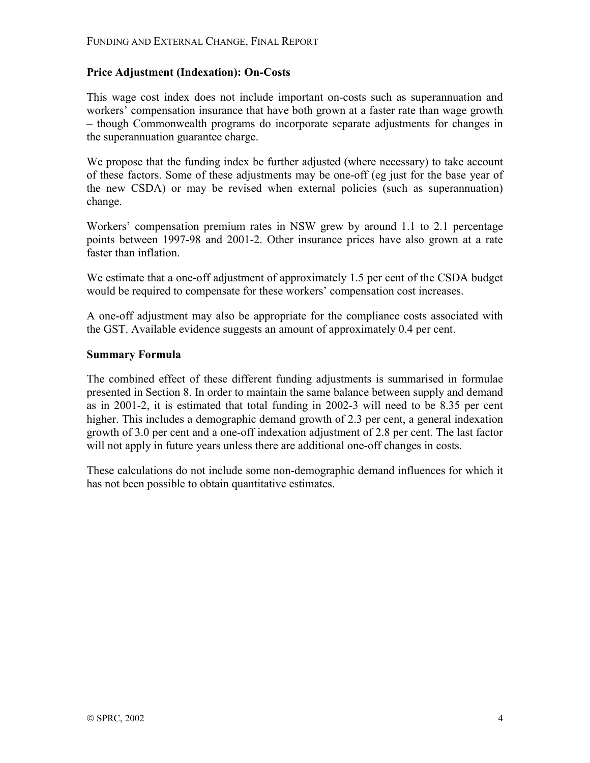### Price Adjustment (Indexation): On-Costs

This wage cost index does not include important on-costs such as superannuation and workers' compensation insurance that have both grown at a faster rate than wage growth – though Commonwealth programs do incorporate separate adjustments for changes in the superannuation guarantee charge.

We propose that the funding index be further adjusted (where necessary) to take account of these factors. Some of these adjustments may be one-off (eg just for the base year of the new CSDA) or may be revised when external policies (such as superannuation) change.

Workers' compensation premium rates in NSW grew by around 1.1 to 2.1 percentage points between 1997-98 and 2001-2. Other insurance prices have also grown at a rate faster than inflation.

We estimate that a one-off adjustment of approximately 1.5 per cent of the CSDA budget would be required to compensate for these workers' compensation cost increases.

A one-off adjustment may also be appropriate for the compliance costs associated with the GST. Available evidence suggests an amount of approximately 0.4 per cent.

### Summary Formula

The combined effect of these different funding adjustments is summarised in formulae presented in Section 8. In order to maintain the same balance between supply and demand as in 2001-2, it is estimated that total funding in 2002-3 will need to be 8.35 per cent higher. This includes a demographic demand growth of 2.3 per cent, a general indexation growth of 3.0 per cent and a one-off indexation adjustment of 2.8 per cent. The last factor will not apply in future years unless there are additional one-off changes in costs.

These calculations do not include some non-demographic demand influences for which it has not been possible to obtain quantitative estimates.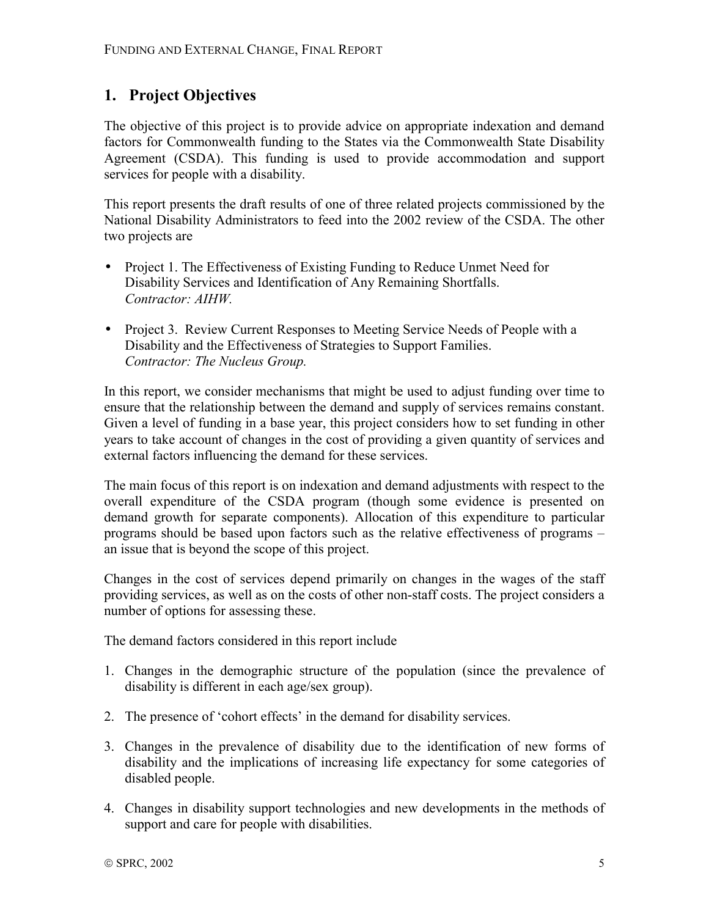# 1. Project Objectives

The objective of this project is to provide advice on appropriate indexation and demand factors for Commonwealth funding to the States via the Commonwealth State Disability Agreement (CSDA). This funding is used to provide accommodation and support services for people with a disability.

This report presents the draft results of one of three related projects commissioned by the National Disability Administrators to feed into the 2002 review of the CSDA. The other two projects are

- Project 1. The Effectiveness of Existing Funding to Reduce Unmet Need for Disability Services and Identification of Any Remaining Shortfalls.
  *Contractor: AIHW.*

- Project 3. Review Current Responses to Meeting Service Needs of People with a Disability and the Effectiveness of Strategies to Support Families.
  *Contractor: The Nucleus Group.*

In this report, we consider mechanisms that might be used to adjust funding over time to ensure that the relationship between the demand and supply of services remains constant. Given a level of funding in a base year, this project considers how to set funding in other years to take account of changes in the cost of providing a given quantity of services and external factors influencing the demand for these services.

The main focus of this report is on indexation and demand adjustments with respect to the overall expenditure of the CSDA program (though some evidence is presented on demand growth for separate components). Allocation of this expenditure to particular programs should be based upon factors such as the relative effectiveness of programs – an issue that is beyond the scope of this project.

Changes in the cost of services depend primarily on changes in the wages of the staff providing services, as well as on the costs of other non-staff costs. The project considers a number of options for assessing these.

The demand factors considered in this report include

1. Changes in the demographic structure of the population (since the prevalence of disability is different in each age/sex group).

2. The presence of 'cohort effects' in the demand for disability services.

3. Changes in the prevalence of disability due to the identification of new forms of disability and the implications of increasing life expectancy for some categories of disabled people.

4. Changes in disability support technologies and new developments in the methods of support and care for people with disabilities.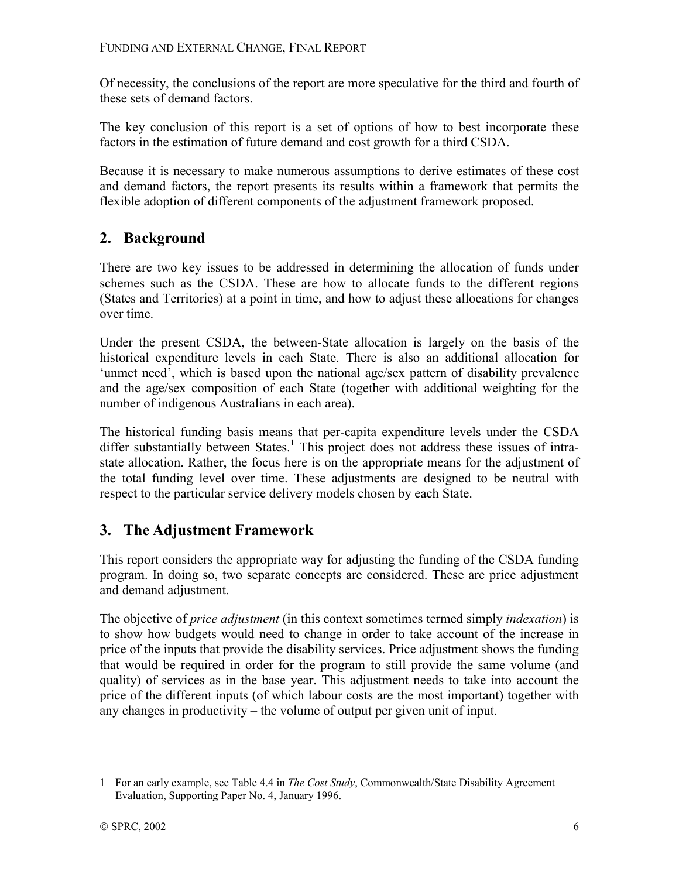Of necessity, the conclusions of the report are more speculative for the third and fourth of these sets of demand factors.

The key conclusion of this report is a set of options of how to best incorporate these factors in the estimation of future demand and cost growth for a third CSDA.

Because it is necessary to make numerous assumptions to derive estimates of these cost and demand factors, the report presents its results within a framework that permits the flexible adoption of different components of the adjustment framework proposed.

## 2. Background

There are two key issues to be addressed in determining the allocation of funds under schemes such as the CSDA. These are how to allocate funds to the different regions (States and Territories) at a point in time, and how to adjust these allocations for changes over time.

Under the present CSDA, the between-State allocation is largely on the basis of the historical expenditure levels in each State. There is also an additional allocation for 'unmet need', which is based upon the national age/sex pattern of disability prevalence and the age/sex composition of each State (together with additional weighting for the number of indigenous Australians in each area).

The historical funding basis means that per-capita expenditure levels under the CSDA differ substantially between States.[1] This project does not address these issues of intra-state allocation. Rather, the focus here is on the appropriate means for the adjustment of the total funding level over time. These adjustments are designed to be neutral with respect to the particular service delivery models chosen by each State.

## 3. The Adjustment Framework

This report considers the appropriate way for adjusting the funding of the CSDA funding program. In doing so, two separate concepts are considered. These are price adjustment and demand adjustment.

The objective of *price adjustment* (in this context sometimes termed simply *indexation*) is to show how budgets would need to change in order to take account of the increase in price of the inputs that provide the disability services. Price adjustment shows the funding that would be required in order for the program to still provide the same volume (and quality) of services as in the base year. This adjustment needs to take into account the price of the different inputs (of which labour costs are the most important) together with any changes in productivity – the volume of output per given unit of input.

---

1 For an early example, see Table 4.4 in *The Cost Study*, Commonwealth/State Disability Agreement Evaluation, Supporting Paper No. 4, January 1996.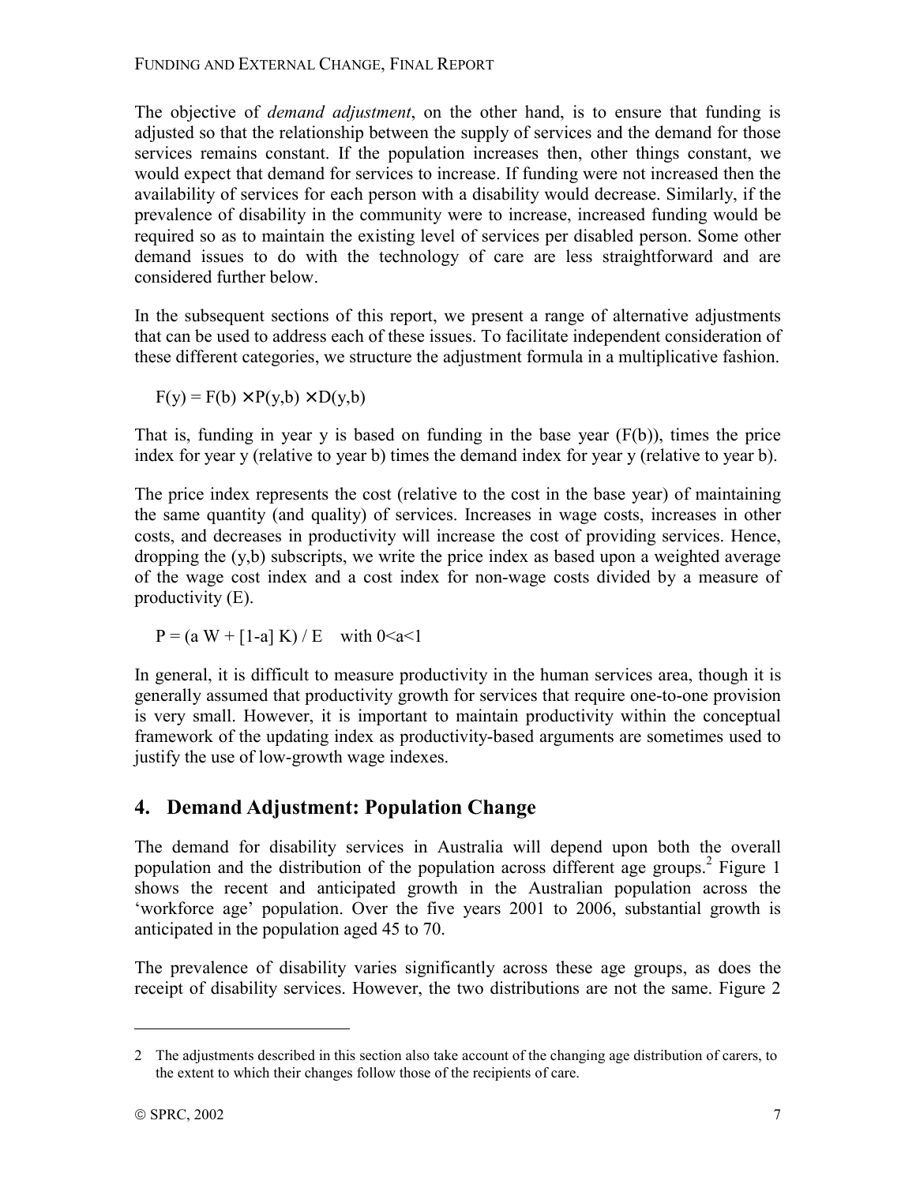The objective of *demand adjustment*, on the other hand, is to ensure that funding is adjusted so that the relationship between the supply of services and the demand for those services remains constant. If the population increases then, other things constant, we would expect that demand for services to increase. If funding were not increased then the availability of services for each person with a disability would decrease. Similarly, if the prevalence of disability in the community were to increase, increased funding would be required so as to maintain the existing level of services per disabled person. Some other demand issues to do with the technology of care are less straightforward and are considered further below.

In the subsequent sections of this report, we present a range of alternative adjustments that can be used to address each of these issues. To facilitate independent consideration of these different categories, we structure the adjustment formula in a multiplicative fashion.

$$F(y) = F(b) \times P(y,b) \times D(y,b)$$

That is, funding in year y is based on funding in the base year (F(b)), times the price index for year y (relative to year b) times the demand index for year y (relative to year b).

The price index represents the cost (relative to the cost in the base year) of maintaining the same quantity (and quality) of services. Increases in wage costs, increases in other costs, and decreases in productivity will increase the cost of providing services. Hence, dropping the (y,b) subscripts, we write the price index as based upon a weighted average of the wage cost index and a cost index for non-wage costs divided by a measure of productivity (E).

$$P = (a\,W + [1-a]\,K) / E \quad \text{with } 0<a<1$$

In general, it is difficult to measure productivity in the human services area, though it is generally assumed that productivity growth for services that require one-to-one provision is very small. However, it is important to maintain productivity within the conceptual framework of the updating index as productivity-based arguments are sometimes used to justify the use of low-growth wage indexes.

## 4. Demand Adjustment: Population Change

The demand for disability services in Australia will depend upon both the overall population and the distribution of the population across different age groups.[2] Figure 1 shows the recent and anticipated growth in the Australian population across the 'workforce age' population. Over the five years 2001 to 2006, substantial growth is anticipated in the population aged 45 to 70.

The prevalence of disability varies significantly across these age groups, as does the receipt of disability services. However, the two distributions are not the same. Figure 2

---

2 The adjustments described in this section also take account of the changing age distribution of carers, to the extent to which their changes follow those of the recipients of care.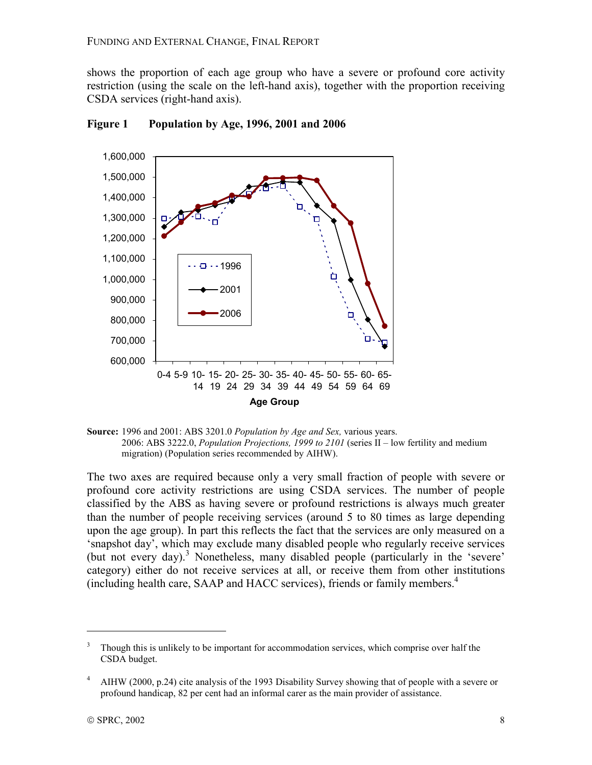shows the proportion of each age group who have a severe or profound core activity restriction (using the scale on the left-hand axis), together with the proportion receiving CSDA services (right-hand axis).

**Figure 1 Population by Age, 1996, 2001 and 2006**

**Source:** 1996 and 2001: ABS 3201.0 *Population by Age and Sex,* various years.
2006: ABS 3222.0, *Population Projections, 1999 to 2101* (series II – low fertility and medium migration) (Population series recommended by AIHW).

The two axes are required because only a very small fraction of people with severe or profound core activity restrictions are using CSDA services. The number of people classified by the ABS as having severe or profound restrictions is always much greater than the number of people receiving services (around 5 to 80 times as large depending upon the age group). In part this reflects the fact that the services are only measured on a 'snapshot day', which may exclude many disabled people who regularly receive services (but not every day).[3] Nonetheless, many disabled people (particularly in the 'severe' category) either do not receive services at all, or receive them from other institutions (including health care, SAAP and HACC services), friends or family members.[4]

---

[3] Though this is unlikely to be important for accommodation services, which comprise over half the CSDA budget.

[4] AIHW (2000, p.24) cite analysis of the 1993 Disability Survey showing that of people with a severe or profound handicap, 82 per cent had an informal carer as the main provider of assistance.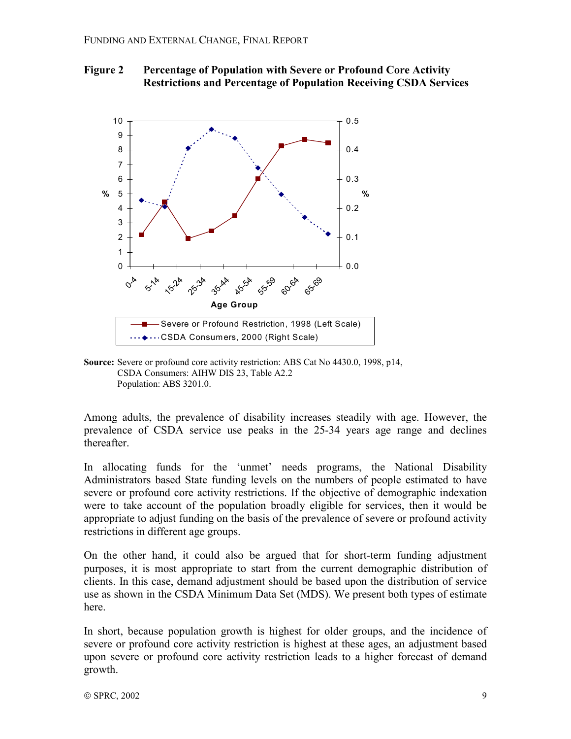**Figure 2 Percentage of Population with Severe or Profound Core Activity Restrictions and Percentage of Population Receiving CSDA Services**

**Source:** Severe or profound core activity restriction: ABS Cat No 4430.0, 1998, p14, CSDA Consumers: AIHW DIS 23, Table A2.2 Population: ABS 3201.0.

Among adults, the prevalence of disability increases steadily with age. However, the prevalence of CSDA service use peaks in the 25-34 years age range and declines thereafter.

In allocating funds for the 'unmet' needs programs, the National Disability Administrators based State funding levels on the numbers of people estimated to have severe or profound core activity restrictions. If the objective of demographic indexation were to take account of the population broadly eligible for services, then it would be appropriate to adjust funding on the basis of the prevalence of severe or profound activity restrictions in different age groups.

On the other hand, it could also be argued that for short-term funding adjustment purposes, it is most appropriate to start from the current demographic distribution of clients. In this case, demand adjustment should be based upon the distribution of service use as shown in the CSDA Minimum Data Set (MDS). We present both types of estimate here.

In short, because population growth is highest for older groups, and the incidence of severe or profound core activity restriction is highest at these ages, an adjustment based upon severe or profound core activity restriction leads to a higher forecast of demand growth.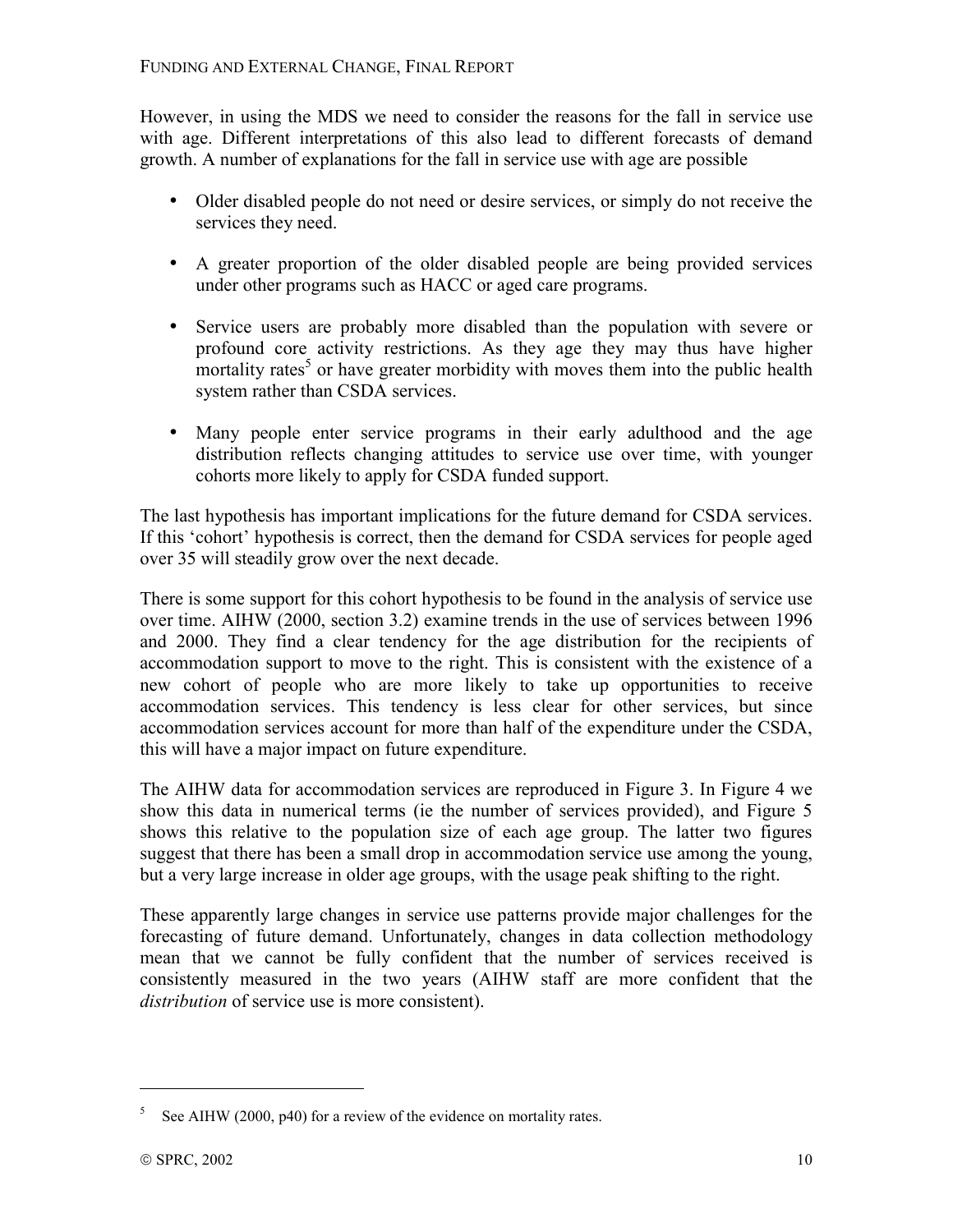However, in using the MDS we need to consider the reasons for the fall in service use with age. Different interpretations of this also lead to different forecasts of demand growth. A number of explanations for the fall in service use with age are possible

- Older disabled people do not need or desire services, or simply do not receive the services they need.
- A greater proportion of the older disabled people are being provided services under other programs such as HACC or aged care programs.
- Service users are probably more disabled than the population with severe or profound core activity restrictions. As they age they may thus have higher mortality rates[5] or have greater morbidity with moves them into the public health system rather than CSDA services.
- Many people enter service programs in their early adulthood and the age distribution reflects changing attitudes to service use over time, with younger cohorts more likely to apply for CSDA funded support.

The last hypothesis has important implications for the future demand for CSDA services. If this 'cohort' hypothesis is correct, then the demand for CSDA services for people aged over 35 will steadily grow over the next decade.

There is some support for this cohort hypothesis to be found in the analysis of service use over time. AIHW (2000, section 3.2) examine trends in the use of services between 1996 and 2000. They find a clear tendency for the age distribution for the recipients of accommodation support to move to the right. This is consistent with the existence of a new cohort of people who are more likely to take up opportunities to receive accommodation services. This tendency is less clear for other services, but since accommodation services account for more than half of the expenditure under the CSDA, this will have a major impact on future expenditure.

The AIHW data for accommodation services are reproduced in Figure 3. In Figure 4 we show this data in numerical terms (ie the number of services provided), and Figure 5 shows this relative to the population size of each age group. The latter two figures suggest that there has been a small drop in accommodation service use among the young, but a very large increase in older age groups, with the usage peak shifting to the right.

These apparently large changes in service use patterns provide major challenges for the forecasting of future demand. Unfortunately, changes in data collection methodology mean that we cannot be fully confident that the number of services received is consistently measured in the two years (AIHW staff are more confident that the *distribution* of service use is more consistent).

---

[5] See AIHW (2000, p40) for a review of the evidence on mortality rates.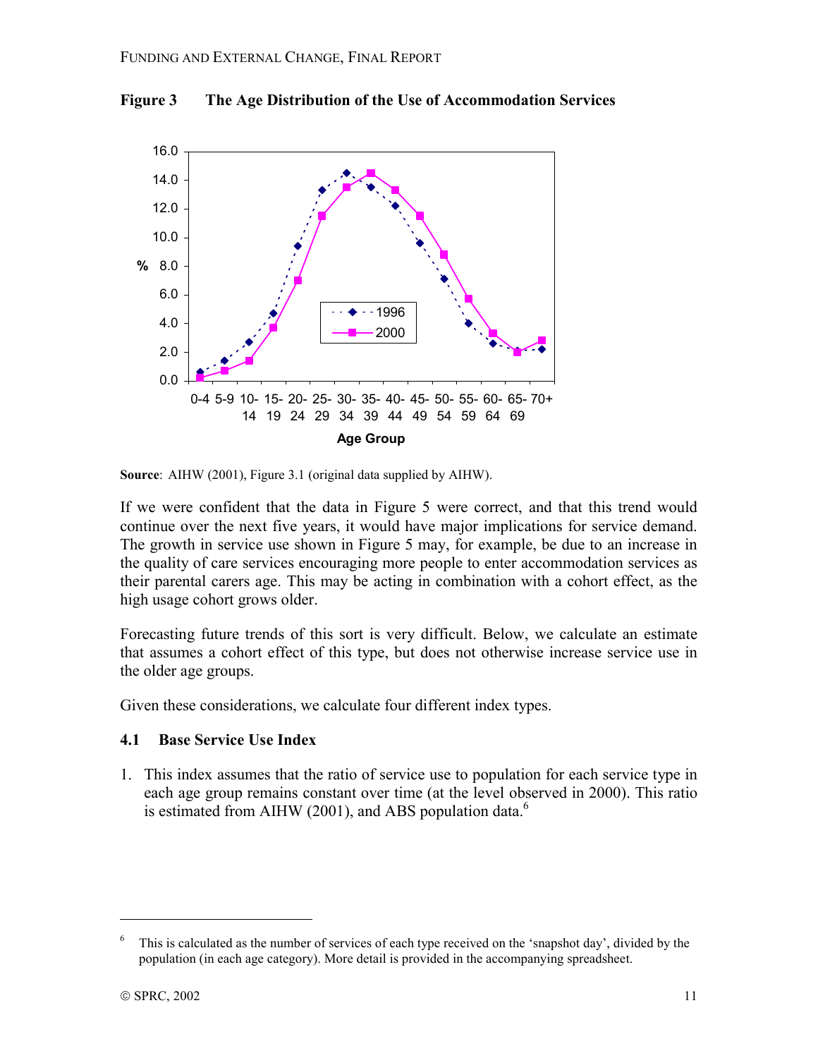**Figure 3 The Age Distribution of the Use of Accommodation Services**

**Source**: AIHW (2001), Figure 3.1 (original data supplied by AIHW).

If we were confident that the data in Figure 5 were correct, and that this trend would continue over the next five years, it would have major implications for service demand. The growth in service use shown in Figure 5 may, for example, be due to an increase in the quality of care services encouraging more people to enter accommodation services as their parental carers age. This may be acting in combination with a cohort effect, as the high usage cohort grows older.

Forecasting future trends of this sort is very difficult. Below, we calculate an estimate that assumes a cohort effect of this type, but does not otherwise increase service use in the older age groups.

Given these considerations, we calculate four different index types.

### 4.1 Base Service Use Index

1. This index assumes that the ratio of service use to population for each service type in each age group remains constant over time (at the level observed in 2000). This ratio is estimated from AIHW (2001), and ABS population data.[6]

---

[6] This is calculated as the number of services of each type received on the 'snapshot day', divided by the population (in each age category). More detail is provided in the accompanying spreadsheet.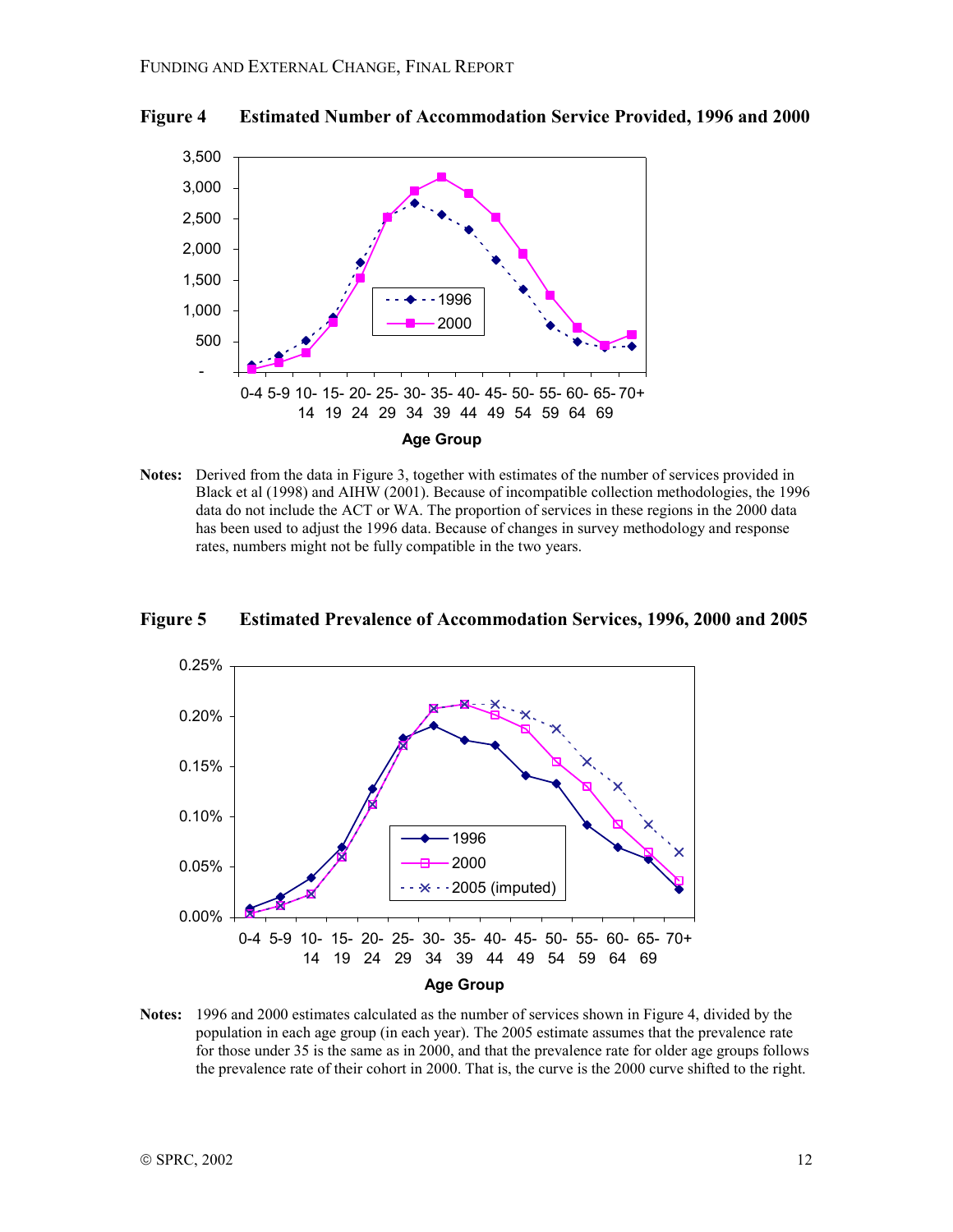**Figure 4 Estimated Number of Accommodation Service Provided, 1996 and 2000**

**Notes:** Derived from the data in Figure 3, together with estimates of the number of services provided in Black et al (1998) and AIHW (2001). Because of incompatible collection methodologies, the 1996 data do not include the ACT or WA. The proportion of services in these regions in the 2000 data has been used to adjust the 1996 data. Because of changes in survey methodology and response rates, numbers might not be fully compatible in the two years.

**Figure 5 Estimated Prevalence of Accommodation Services, 1996, 2000 and 2005**

**Notes:** 1996 and 2000 estimates calculated as the number of services shown in Figure 4, divided by the population in each age group (in each year). The 2005 estimate assumes that the prevalence rate for those under 35 is the same as in 2000, and that the prevalence rate for older age groups follows the prevalence rate of their cohort in 2000. That is, the curve is the 2000 curve shifted to the right.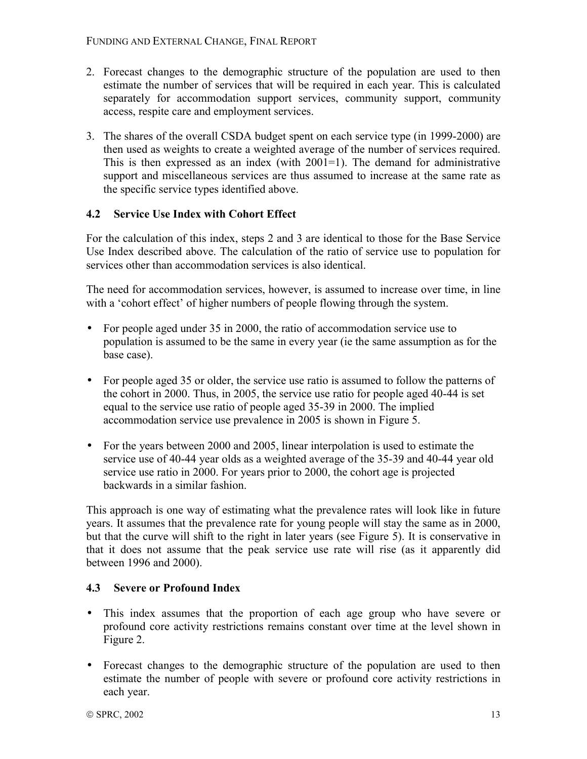2. Forecast changes to the demographic structure of the population are used to then estimate the number of services that will be required in each year. This is calculated separately for accommodation support services, community support, community access, respite care and employment services.

3. The shares of the overall CSDA budget spent on each service type (in 1999-2000) are then used as weights to create a weighted average of the number of services required. This is then expressed as an index (with 2001=1). The demand for administrative support and miscellaneous services are thus assumed to increase at the same rate as the specific service types identified above.

### 4.2 Service Use Index with Cohort Effect

For the calculation of this index, steps 2 and 3 are identical to those for the Base Service Use Index described above. The calculation of the ratio of service use to population for services other than accommodation services is also identical.

The need for accommodation services, however, is assumed to increase over time, in line with a 'cohort effect' of higher numbers of people flowing through the system.

- For people aged under 35 in 2000, the ratio of accommodation service use to population is assumed to be the same in every year (ie the same assumption as for the base case).

- For people aged 35 or older, the service use ratio is assumed to follow the patterns of the cohort in 2000. Thus, in 2005, the service use ratio for people aged 40-44 is set equal to the service use ratio of people aged 35-39 in 2000. The implied accommodation service use prevalence in 2005 is shown in Figure 5.

- For the years between 2000 and 2005, linear interpolation is used to estimate the service use of 40-44 year olds as a weighted average of the 35-39 and 40-44 year old service use ratio in 2000. For years prior to 2000, the cohort age is projected backwards in a similar fashion.

This approach is one way of estimating what the prevalence rates will look like in future years. It assumes that the prevalence rate for young people will stay the same as in 2000, but that the curve will shift to the right in later years (see Figure 5). It is conservative in that it does not assume that the peak service use rate will rise (as it apparently did between 1996 and 2000).

### 4.3 Severe or Profound Index

- This index assumes that the proportion of each age group who have severe or profound core activity restrictions remains constant over time at the level shown in Figure 2.

- Forecast changes to the demographic structure of the population are used to then estimate the number of people with severe or profound core activity restrictions in each year.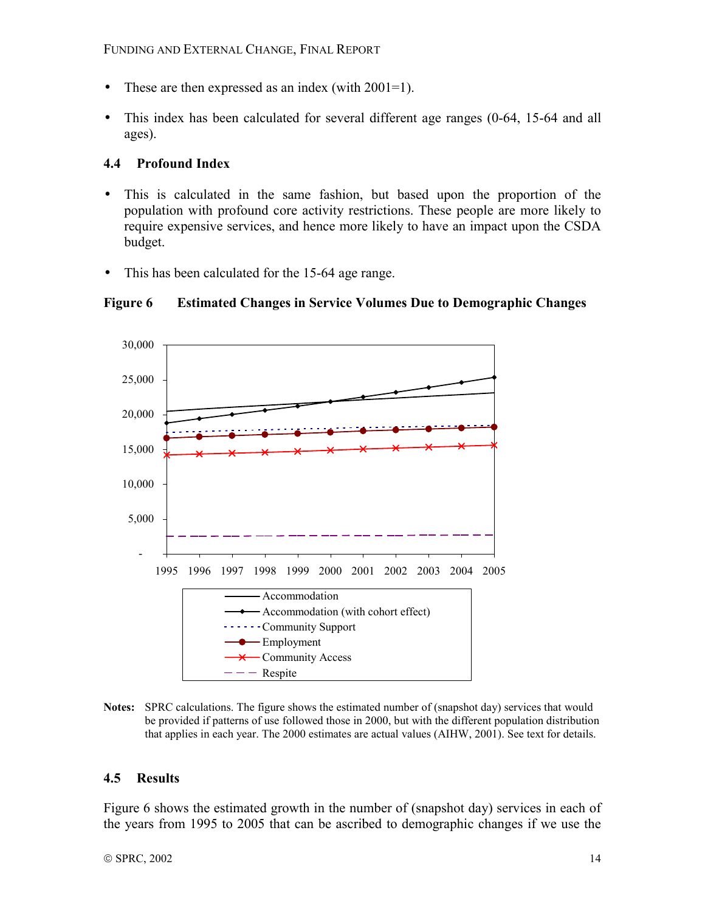- These are then expressed as an index (with 2001=1).

- This index has been calculated for several different age ranges (0-64, 15-64 and all ages).

### 4.4 Profound Index

- This is calculated in the same fashion, but based upon the proportion of the population with profound core activity restrictions. These people are more likely to require expensive services, and hence more likely to have an impact upon the CSDA budget.

- This has been calculated for the 15-64 age range.

**Figure 6 Estimated Changes in Service Volumes Due to Demographic Changes**

**Notes:** SPRC calculations. The figure shows the estimated number of (snapshot day) services that would be provided if patterns of use followed those in 2000, but with the different population distribution that applies in each year. The 2000 estimates are actual values (AIHW, 2001). See text for details.

### 4.5 Results

Figure 6 shows the estimated growth in the number of (snapshot day) services in each of the years from 1995 to 2005 that can be ascribed to demographic changes if we use the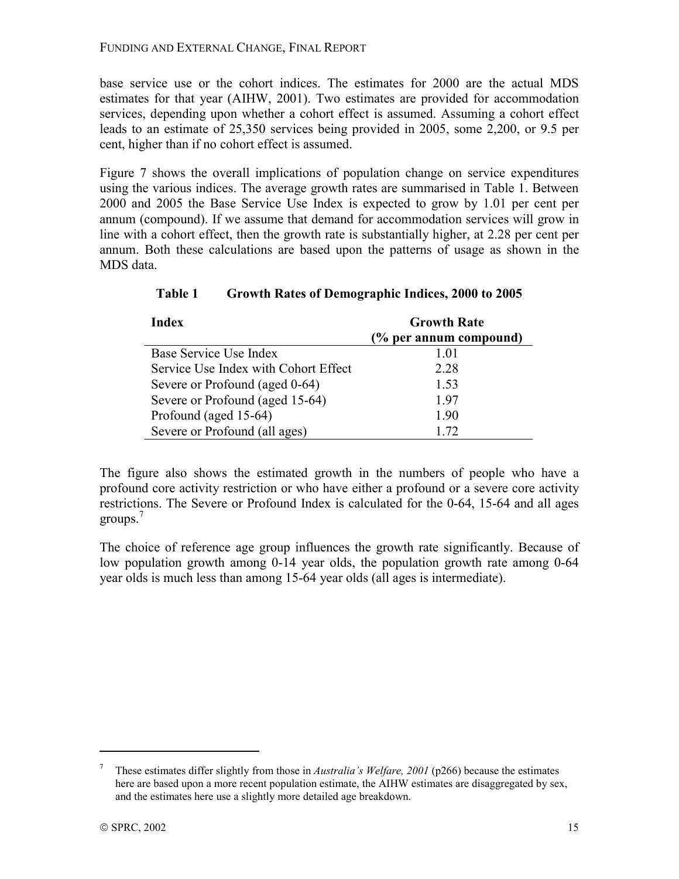base service use or the cohort indices. The estimates for 2000 are the actual MDS estimates for that year (AIHW, 2001). Two estimates are provided for accommodation services, depending upon whether a cohort effect is assumed. Assuming a cohort effect leads to an estimate of 25,350 services being provided in 2005, some 2,200, or 9.5 per cent, higher than if no cohort effect is assumed.

Figure 7 shows the overall implications of population change on service expenditures using the various indices. The average growth rates are summarised in Table 1. Between 2000 and 2005 the Base Service Use Index is expected to grow by 1.01 per cent per annum (compound). If we assume that demand for accommodation services will grow in line with a cohort effect, then the growth rate is substantially higher, at 2.28 per cent per annum. Both these calculations are based upon the patterns of usage as shown in the MDS data.

**Table 1 Growth Rates of Demographic Indices, 2000 to 2005**

| Index | Growth Rate (% per annum compound) |
|---|---|
| Base Service Use Index | 1.01 |
| Service Use Index with Cohort Effect | 2.28 |
| Severe or Profound (aged 0-64) | 1.53 |
| Severe or Profound (aged 15-64) | 1.97 |
| Profound (aged 15-64) | 1.90 |
| Severe or Profound (all ages) | 1.72 |

The figure also shows the estimated growth in the numbers of people who have a profound core activity restriction or who have either a profound or a severe core activity restrictions. The Severe or Profound Index is calculated for the 0-64, 15-64 and all ages groups.[7]

The choice of reference age group influences the growth rate significantly. Because of low population growth among 0-14 year olds, the population growth rate among 0-64 year olds is much less than among 15-64 year olds (all ages is intermediate).

[7] These estimates differ slightly from those in *Australia's Welfare, 2001* (p266) because the estimates here are based upon a more recent population estimate, the AIHW estimates are disaggregated by sex, and the estimates here use a slightly more detailed age breakdown.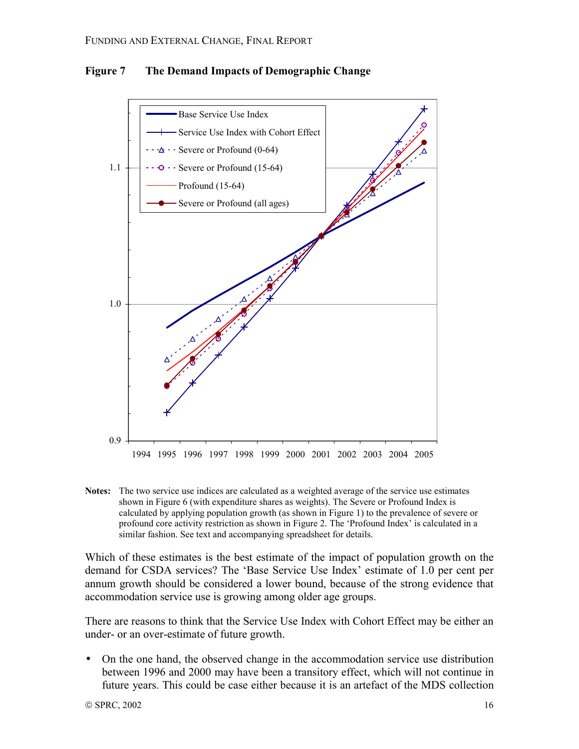**Figure 7 The Demand Impacts of Demographic Change**

**Notes:** The two service use indices are calculated as a weighted average of the service use estimates shown in Figure 6 (with expenditure shares as weights). The Severe or Profound Index is calculated by applying population growth (as shown in Figure 1) to the prevalence of severe or profound core activity restriction as shown in Figure 2. The 'Profound Index' is calculated in a similar fashion. See text and accompanying spreadsheet for details.

Which of these estimates is the best estimate of the impact of population growth on the demand for CSDA services? The 'Base Service Use Index' estimate of 1.0 per cent per annum growth should be considered a lower bound, because of the strong evidence that accommodation service use is growing among older age groups.

There are reasons to think that the Service Use Index with Cohort Effect may be either an under- or an over-estimate of future growth.

- On the one hand, the observed change in the accommodation service use distribution between 1996 and 2000 may have been a transitory effect, which will not continue in future years. This could be case either because it is an artefact of the MDS collection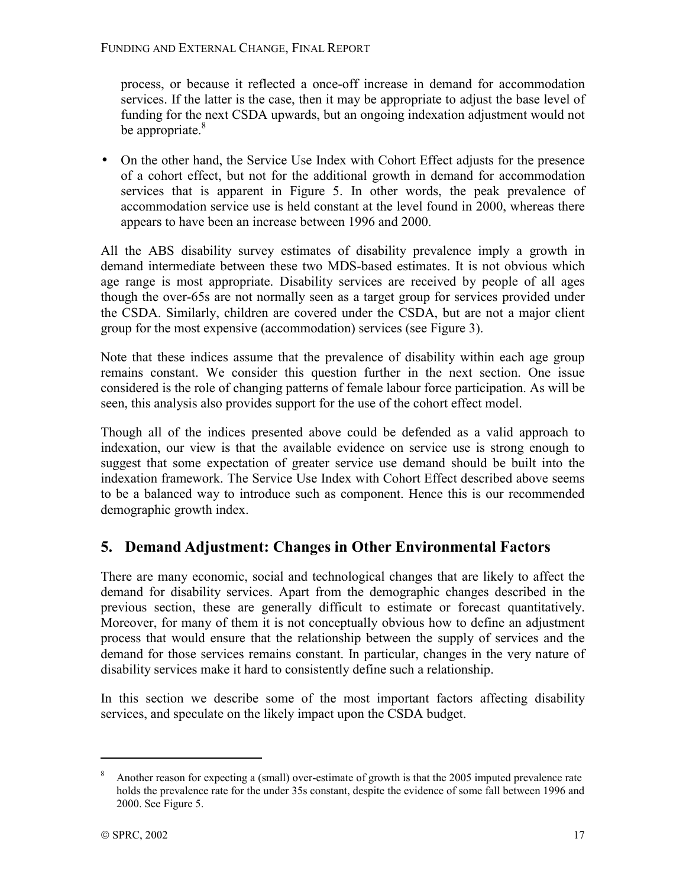process, or because it reflected a once-off increase in demand for accommodation services. If the latter is the case, then it may be appropriate to adjust the base level of funding for the next CSDA upwards, but an ongoing indexation adjustment would not be appropriate.[8]

- On the other hand, the Service Use Index with Cohort Effect adjusts for the presence of a cohort effect, but not for the additional growth in demand for accommodation services that is apparent in Figure 5. In other words, the peak prevalence of accommodation service use is held constant at the level found in 2000, whereas there appears to have been an increase between 1996 and 2000.

All the ABS disability survey estimates of disability prevalence imply a growth in demand intermediate between these two MDS-based estimates. It is not obvious which age range is most appropriate. Disability services are received by people of all ages though the over-65s are not normally seen as a target group for services provided under the CSDA. Similarly, children are covered under the CSDA, but are not a major client group for the most expensive (accommodation) services (see Figure 3).

Note that these indices assume that the prevalence of disability within each age group remains constant. We consider this question further in the next section. One issue considered is the role of changing patterns of female labour force participation. As will be seen, this analysis also provides support for the use of the cohort effect model.

Though all of the indices presented above could be defended as a valid approach to indexation, our view is that the available evidence on service use is strong enough to suggest that some expectation of greater service use demand should be built into the indexation framework. The Service Use Index with Cohort Effect described above seems to be a balanced way to introduce such as component. Hence this is our recommended demographic growth index.

## 5. Demand Adjustment: Changes in Other Environmental Factors

There are many economic, social and technological changes that are likely to affect the demand for disability services. Apart from the demographic changes described in the previous section, these are generally difficult to estimate or forecast quantitatively. Moreover, for many of them it is not conceptually obvious how to define an adjustment process that would ensure that the relationship between the supply of services and the demand for those services remains constant. In particular, changes in the very nature of disability services make it hard to consistently define such a relationship.

In this section we describe some of the most important factors affecting disability services, and speculate on the likely impact upon the CSDA budget.

---

[8] Another reason for expecting a (small) over-estimate of growth is that the 2005 imputed prevalence rate holds the prevalence rate for the under 35s constant, despite the evidence of some fall between 1996 and 2000. See Figure 5.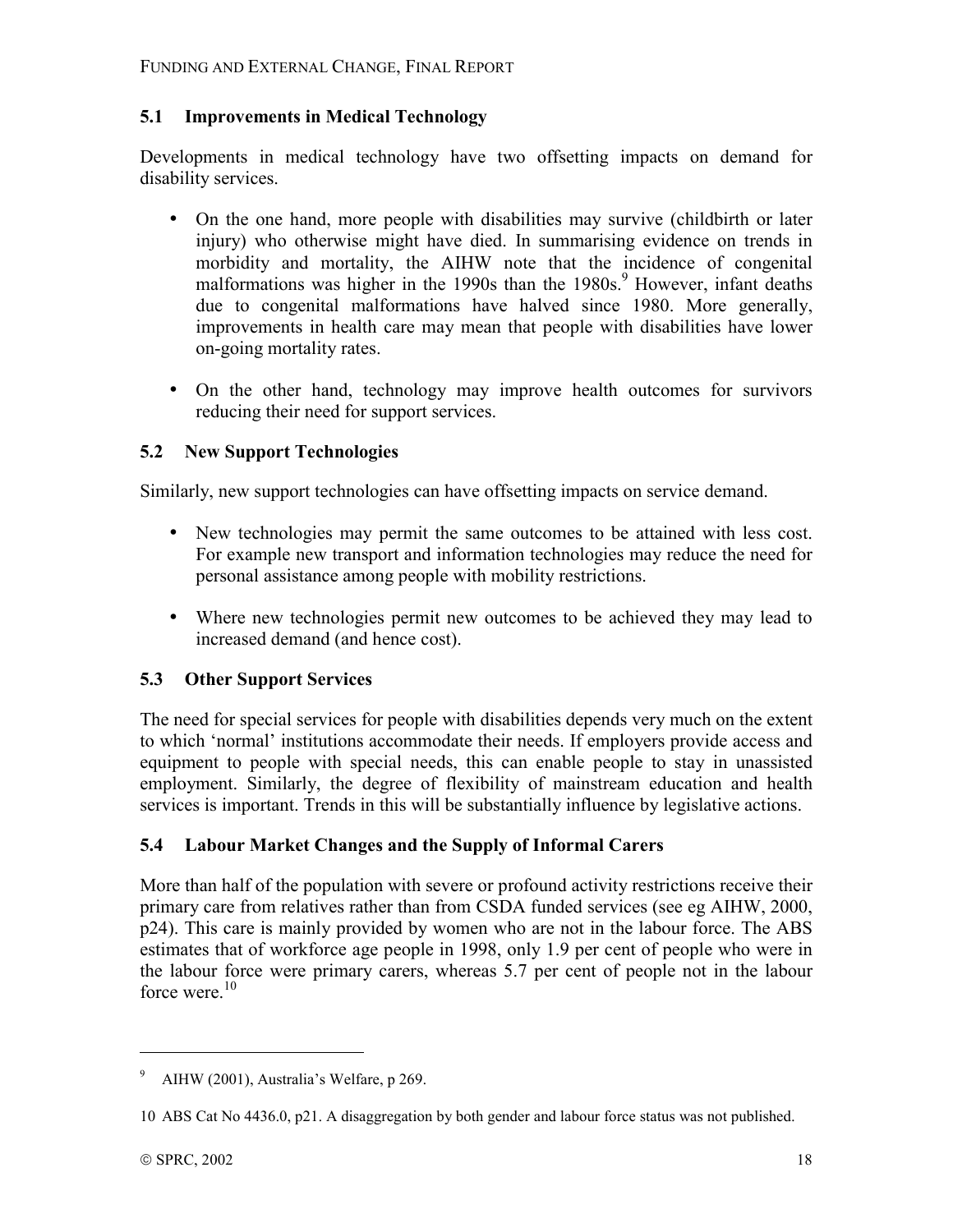### 5.1 Improvements in Medical Technology

Developments in medical technology have two offsetting impacts on demand for disability services.

- On the one hand, more people with disabilities may survive (childbirth or later injury) who otherwise might have died. In summarising evidence on trends in morbidity and mortality, the AIHW note that the incidence of congenital malformations was higher in the 1990s than the 1980s.[9] However, infant deaths due to congenital malformations have halved since 1980. More generally, improvements in health care may mean that people with disabilities have lower on-going mortality rates.
- On the other hand, technology may improve health outcomes for survivors reducing their need for support services.

### 5.2 New Support Technologies

Similarly, new support technologies can have offsetting impacts on service demand.

- New technologies may permit the same outcomes to be attained with less cost. For example new transport and information technologies may reduce the need for personal assistance among people with mobility restrictions.
- Where new technologies permit new outcomes to be achieved they may lead to increased demand (and hence cost).

### 5.3 Other Support Services

The need for special services for people with disabilities depends very much on the extent to which 'normal' institutions accommodate their needs. If employers provide access and equipment to people with special needs, this can enable people to stay in unassisted employment. Similarly, the degree of flexibility of mainstream education and health services is important. Trends in this will be substantially influence by legislative actions.

### 5.4 Labour Market Changes and the Supply of Informal Carers

More than half of the population with severe or profound activity restrictions receive their primary care from relatives rather than from CSDA funded services (see eg AIHW, 2000, p24). This care is mainly provided by women who are not in the labour force. The ABS estimates that of workforce age people in 1998, only 1.9 per cent of people who were in the labour force were primary carers, whereas 5.7 per cent of people not in the labour force were.[10]

---

[9] AIHW (2001), Australia's Welfare, p 269.

[10] ABS Cat No 4436.0, p21. A disaggregation by both gender and labour force status was not published.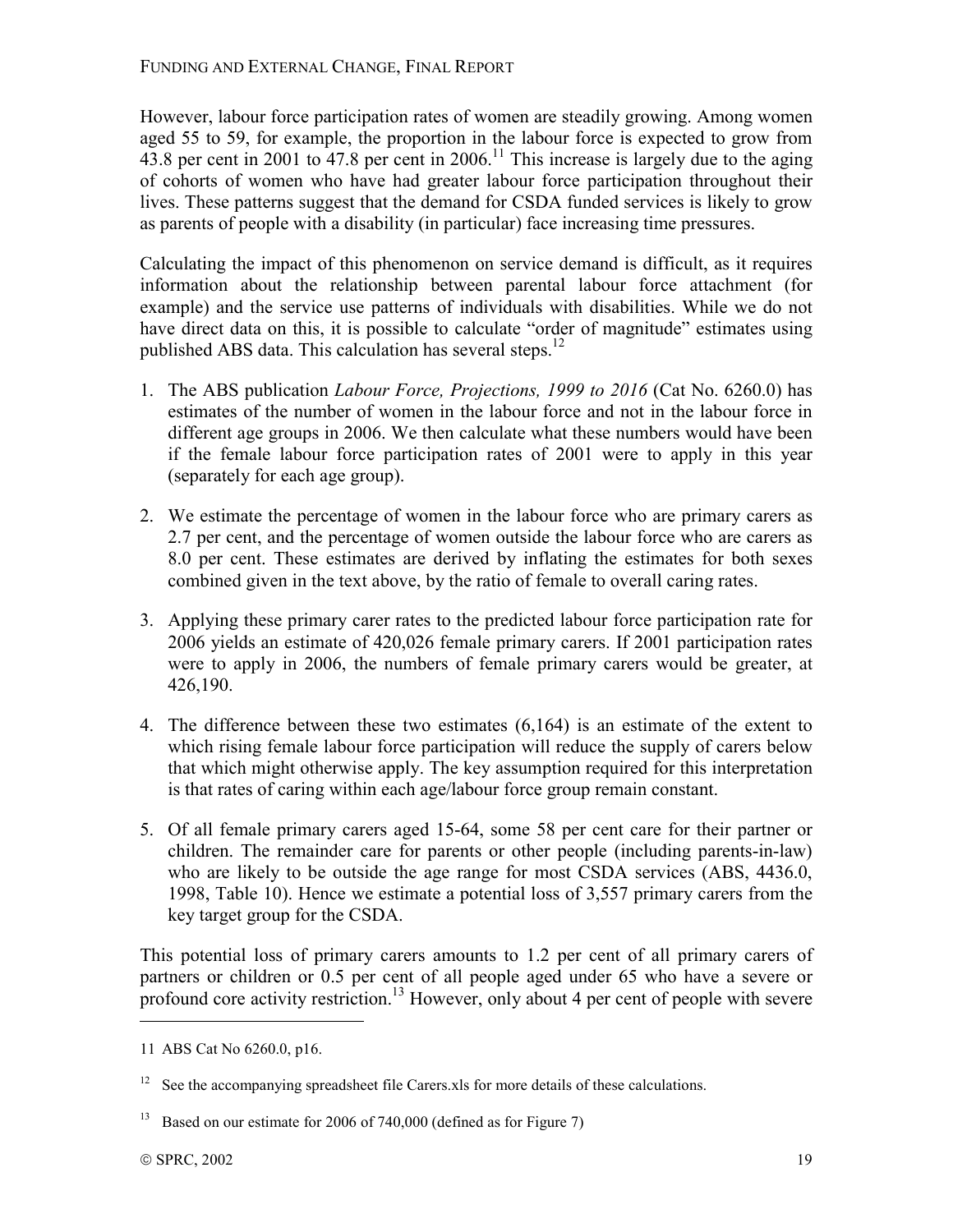However, labour force participation rates of women are steadily growing. Among women aged 55 to 59, for example, the proportion in the labour force is expected to grow from 43.8 per cent in 2001 to 47.8 per cent in 2006.[11] This increase is largely due to the aging of cohorts of women who have had greater labour force participation throughout their lives. These patterns suggest that the demand for CSDA funded services is likely to grow as parents of people with a disability (in particular) face increasing time pressures.

Calculating the impact of this phenomenon on service demand is difficult, as it requires information about the relationship between parental labour force attachment (for example) and the service use patterns of individuals with disabilities. While we do not have direct data on this, it is possible to calculate "order of magnitude" estimates using published ABS data. This calculation has several steps.[12]

1. The ABS publication *Labour Force, Projections, 1999 to 2016* (Cat No. 6260.0) has estimates of the number of women in the labour force and not in the labour force in different age groups in 2006. We then calculate what these numbers would have been if the female labour force participation rates of 2001 were to apply in this year (separately for each age group).

2. We estimate the percentage of women in the labour force who are primary carers as 2.7 per cent, and the percentage of women outside the labour force who are carers as 8.0 per cent. These estimates are derived by inflating the estimates for both sexes combined given in the text above, by the ratio of female to overall caring rates.

3. Applying these primary carer rates to the predicted labour force participation rate for 2006 yields an estimate of 420,026 female primary carers. If 2001 participation rates were to apply in 2006, the numbers of female primary carers would be greater, at 426,190.

4. The difference between these two estimates (6,164) is an estimate of the extent to which rising female labour force participation will reduce the supply of carers below that which might otherwise apply. The key assumption required for this interpretation is that rates of caring within each age/labour force group remain constant.

5. Of all female primary carers aged 15-64, some 58 per cent care for their partner or children. The remainder care for parents or other people (including parents-in-law) who are likely to be outside the age range for most CSDA services (ABS, 4436.0, 1998, Table 10). Hence we estimate a potential loss of 3,557 primary carers from the key target group for the CSDA.

This potential loss of primary carers amounts to 1.2 per cent of all primary carers of partners or children or 0.5 per cent of all people aged under 65 who have a severe or profound core activity restriction.[13] However, only about 4 per cent of people with severe

---

[11] ABS Cat No 6260.0, p16.

[12] See the accompanying spreadsheet file Carers.xls for more details of these calculations.

[13] Based on our estimate for 2006 of 740,000 (defined as for Figure 7)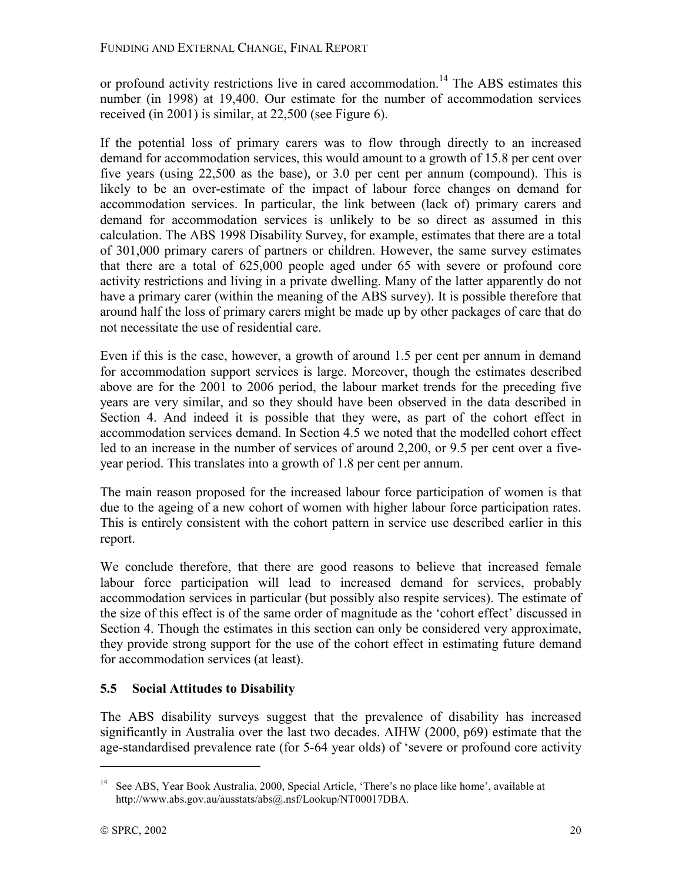or profound activity restrictions live in cared accommodation.[14] The ABS estimates this number (in 1998) at 19,400. Our estimate for the number of accommodation services received (in 2001) is similar, at 22,500 (see Figure 6).

If the potential loss of primary carers was to flow through directly to an increased demand for accommodation services, this would amount to a growth of 15.8 per cent over five years (using 22,500 as the base), or 3.0 per cent per annum (compound). This is likely to be an over-estimate of the impact of labour force changes on demand for accommodation services. In particular, the link between (lack of) primary carers and demand for accommodation services is unlikely to be so direct as assumed in this calculation. The ABS 1998 Disability Survey, for example, estimates that there are a total of 301,000 primary carers of partners or children. However, the same survey estimates that there are a total of 625,000 people aged under 65 with severe or profound core activity restrictions and living in a private dwelling. Many of the latter apparently do not have a primary carer (within the meaning of the ABS survey). It is possible therefore that around half the loss of primary carers might be made up by other packages of care that do not necessitate the use of residential care.

Even if this is the case, however, a growth of around 1.5 per cent per annum in demand for accommodation support services is large. Moreover, though the estimates described above are for the 2001 to 2006 period, the labour market trends for the preceding five years are very similar, and so they should have been observed in the data described in Section 4. And indeed it is possible that they were, as part of the cohort effect in accommodation services demand. In Section 4.5 we noted that the modelled cohort effect led to an increase in the number of services of around 2,200, or 9.5 per cent over a five-year period. This translates into a growth of 1.8 per cent per annum.

The main reason proposed for the increased labour force participation of women is that due to the ageing of a new cohort of women with higher labour force participation rates. This is entirely consistent with the cohort pattern in service use described earlier in this report.

We conclude therefore, that there are good reasons to believe that increased female labour force participation will lead to increased demand for services, probably accommodation services in particular (but possibly also respite services). The estimate of the size of this effect is of the same order of magnitude as the 'cohort effect' discussed in Section 4. Though the estimates in this section can only be considered very approximate, they provide strong support for the use of the cohort effect in estimating future demand for accommodation services (at least).

### 5.5 Social Attitudes to Disability

The ABS disability surveys suggest that the prevalence of disability has increased significantly in Australia over the last two decades. AIHW (2000, p69) estimate that the age-standardised prevalence rate (for 5-64 year olds) of 'severe or profound core activity

[14] See ABS, Year Book Australia, 2000, Special Article, 'There's no place like home', available at http://www.abs.gov.au/ausstats/abs@.nsf/Lookup/NT00017DBA.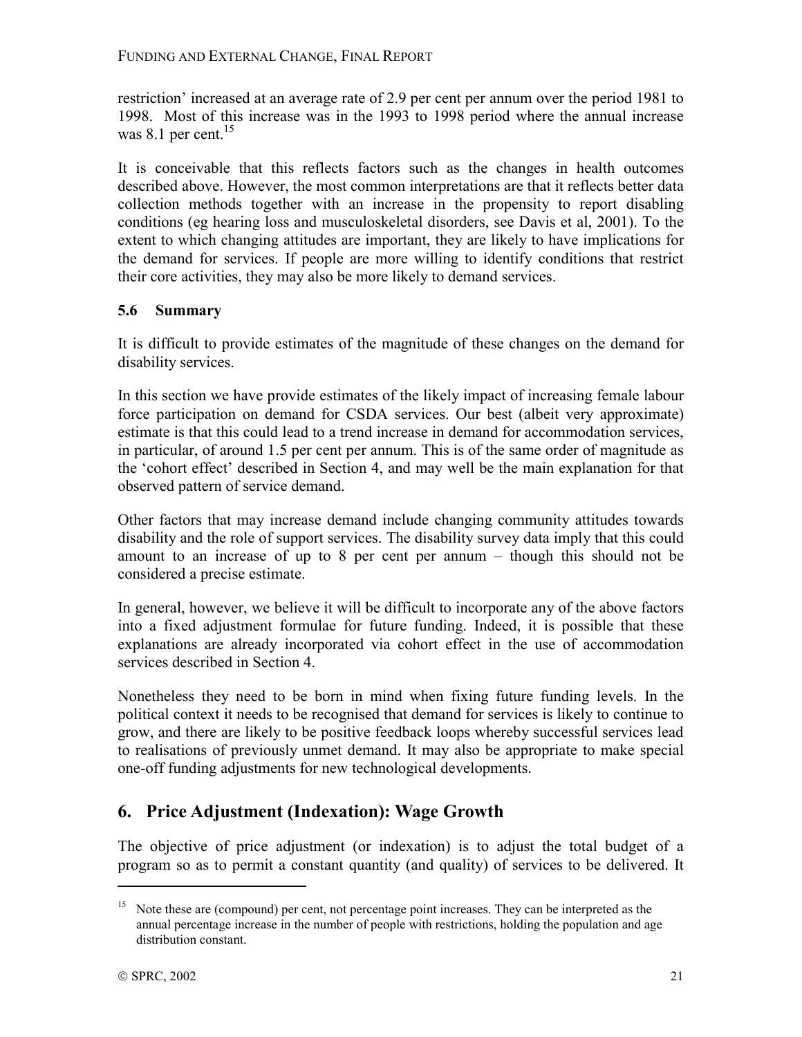restriction' increased at an average rate of 2.9 per cent per annum over the period 1981 to 1998. Most of this increase was in the 1993 to 1998 period where the annual increase was 8.1 per cent.[15]

It is conceivable that this reflects factors such as the changes in health outcomes described above. However, the most common interpretations are that it reflects better data collection methods together with an increase in the propensity to report disabling conditions (eg hearing loss and musculoskeletal disorders, see Davis et al, 2001). To the extent to which changing attitudes are important, they are likely to have implications for the demand for services. If people are more willing to identify conditions that restrict their core activities, they may also be more likely to demand services.

### 5.6 Summary

It is difficult to provide estimates of the magnitude of these changes on the demand for disability services.

In this section we have provide estimates of the likely impact of increasing female labour force participation on demand for CSDA services. Our best (albeit very approximate) estimate is that this could lead to a trend increase in demand for accommodation services, in particular, of around 1.5 per cent per annum. This is of the same order of magnitude as the 'cohort effect' described in Section 4, and may well be the main explanation for that observed pattern of service demand.

Other factors that may increase demand include changing community attitudes towards disability and the role of support services. The disability survey data imply that this could amount to an increase of up to 8 per cent per annum – though this should not be considered a precise estimate.

In general, however, we believe it will be difficult to incorporate any of the above factors into a fixed adjustment formulae for future funding. Indeed, it is possible that these explanations are already incorporated via cohort effect in the use of accommodation services described in Section 4.

Nonetheless they need to be born in mind when fixing future funding levels. In the political context it needs to be recognised that demand for services is likely to continue to grow, and there are likely to be positive feedback loops whereby successful services lead to realisations of previously unmet demand. It may also be appropriate to make special one-off funding adjustments for new technological developments.

## 6. Price Adjustment (Indexation): Wage Growth

The objective of price adjustment (or indexation) is to adjust the total budget of a program so as to permit a constant quantity (and quality) of services to be delivered. It

[15] Note these are (compound) per cent, not percentage point increases. They can be interpreted as the annual percentage increase in the number of people with restrictions, holding the population and age distribution constant.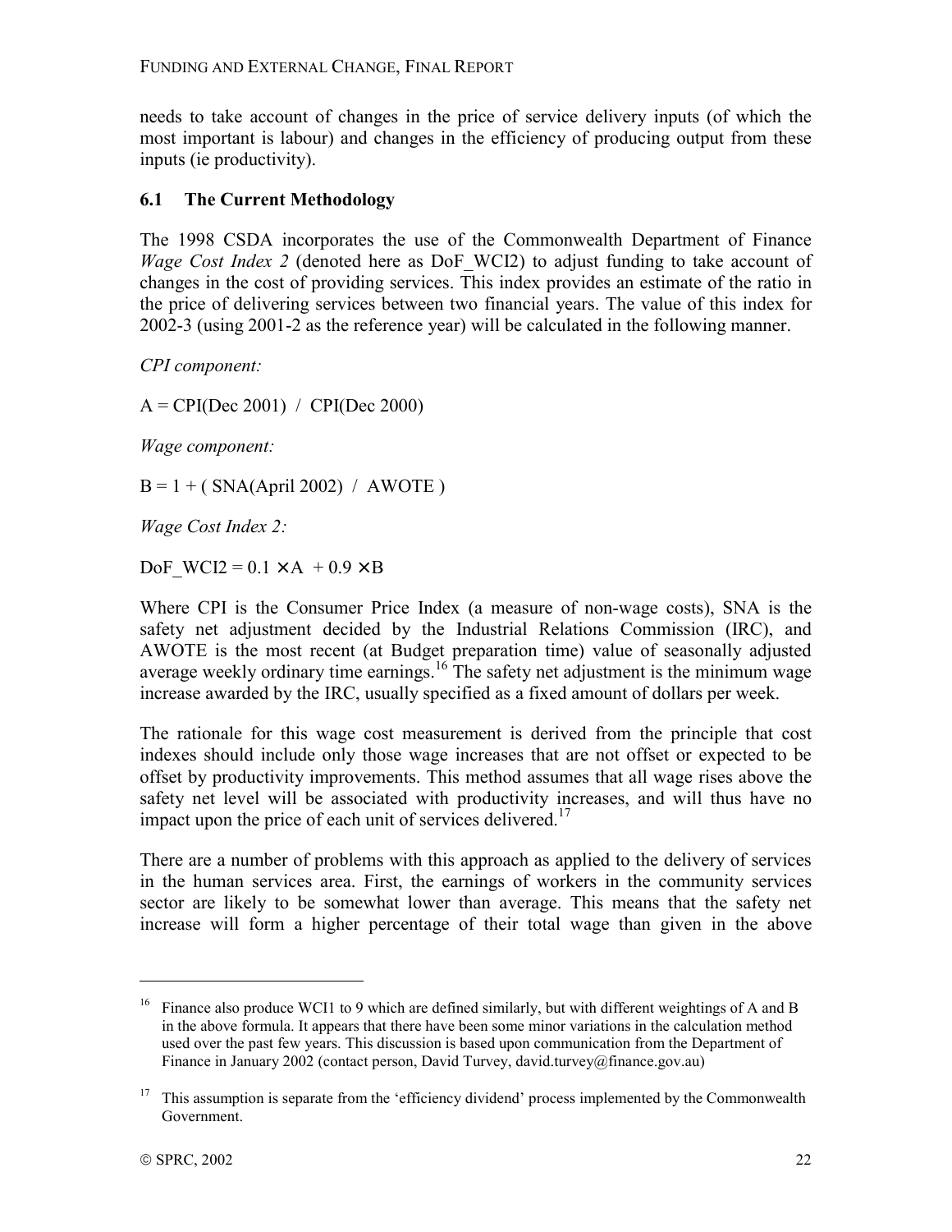needs to take account of changes in the price of service delivery inputs (of which the most important is labour) and changes in the efficiency of producing output from these inputs (ie productivity).

### 6.1 The Current Methodology

The 1998 CSDA incorporates the use of the Commonwealth Department of Finance *Wage Cost Index 2* (denoted here as DoF_WCI2) to adjust funding to take account of changes in the cost of providing services. This index provides an estimate of the ratio in the price of delivering services between two financial years. The value of this index for 2002-3 (using 2001-2 as the reference year) will be calculated in the following manner.

*CPI component:*

$$A = \text{CPI(Dec 2001)} \;/\; \text{CPI(Dec 2000)}$$

*Wage component:*

$$B = 1 + (\text{SNA(April 2002)} \;/\; \text{AWOTE})$$

*Wage Cost Index 2:*

$$\text{DoF\_WCI2} = 0.1 \times A + 0.9 \times B$$

Where CPI is the Consumer Price Index (a measure of non-wage costs), SNA is the safety net adjustment decided by the Industrial Relations Commission (IRC), and AWOTE is the most recent (at Budget preparation time) value of seasonally adjusted average weekly ordinary time earnings.[16] The safety net adjustment is the minimum wage increase awarded by the IRC, usually specified as a fixed amount of dollars per week.

The rationale for this wage cost measurement is derived from the principle that cost indexes should include only those wage increases that are not offset or expected to be offset by productivity improvements. This method assumes that all wage rises above the safety net level will be associated with productivity increases, and will thus have no impact upon the price of each unit of services delivered.[17]

There are a number of problems with this approach as applied to the delivery of services in the human services area. First, the earnings of workers in the community services sector are likely to be somewhat lower than average. This means that the safety net increase will form a higher percentage of their total wage than given in the above

---

[16] Finance also produce WCI1 to 9 which are defined similarly, but with different weightings of A and B in the above formula. It appears that there have been some minor variations in the calculation method used over the past few years. This discussion is based upon communication from the Department of Finance in January 2002 (contact person, David Turvey, david.turvey@finance.gov.au)

[17] This assumption is separate from the 'efficiency dividend' process implemented by the Commonwealth Government.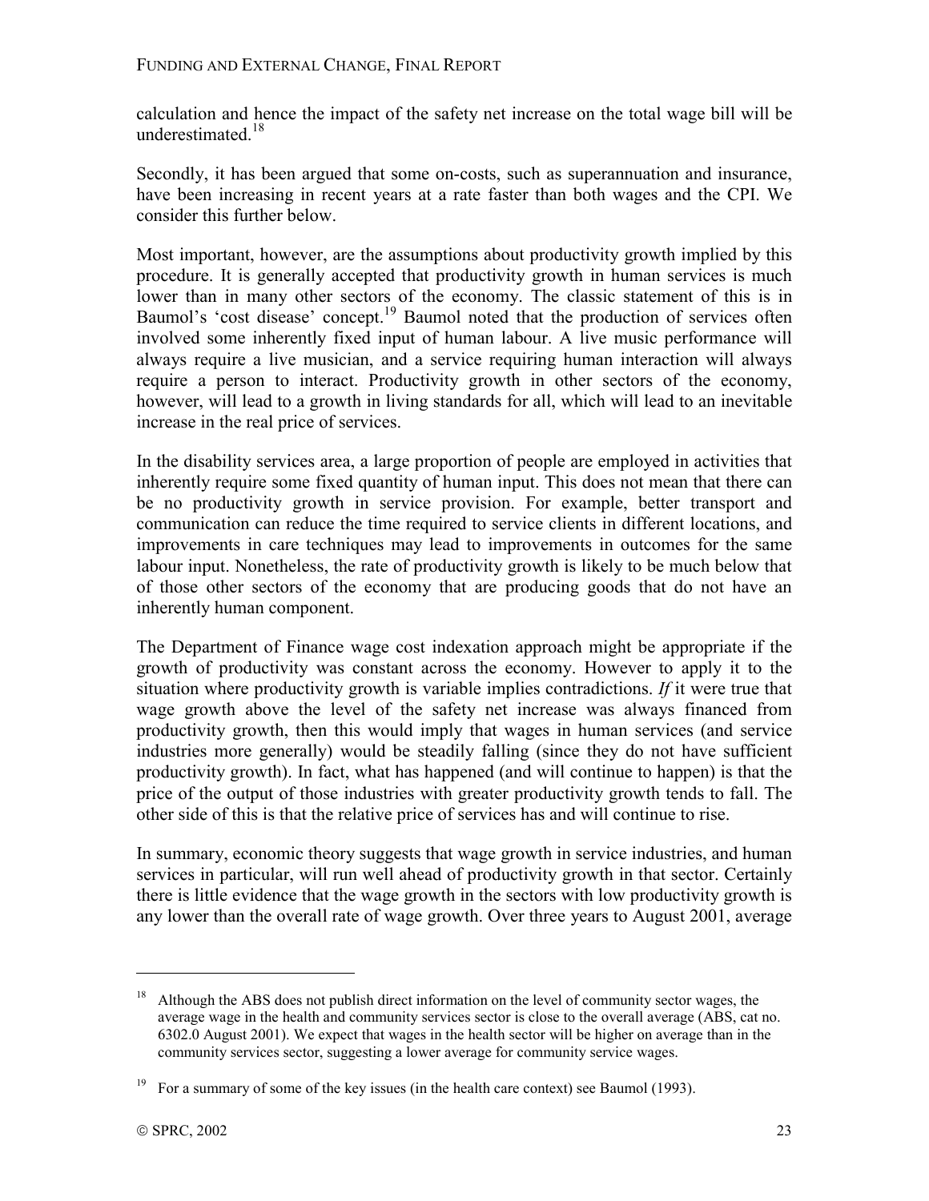calculation and hence the impact of the safety net increase on the total wage bill will be underestimated.[18]

Secondly, it has been argued that some on-costs, such as superannuation and insurance, have been increasing in recent years at a rate faster than both wages and the CPI. We consider this further below.

Most important, however, are the assumptions about productivity growth implied by this procedure. It is generally accepted that productivity growth in human services is much lower than in many other sectors of the economy. The classic statement of this is in Baumol's 'cost disease' concept.[19] Baumol noted that the production of services often involved some inherently fixed input of human labour. A live music performance will always require a live musician, and a service requiring human interaction will always require a person to interact. Productivity growth in other sectors of the economy, however, will lead to a growth in living standards for all, which will lead to an inevitable increase in the real price of services.

In the disability services area, a large proportion of people are employed in activities that inherently require some fixed quantity of human input. This does not mean that there can be no productivity growth in service provision. For example, better transport and communication can reduce the time required to service clients in different locations, and improvements in care techniques may lead to improvements in outcomes for the same labour input. Nonetheless, the rate of productivity growth is likely to be much below that of those other sectors of the economy that are producing goods that do not have an inherently human component.

The Department of Finance wage cost indexation approach might be appropriate if the growth of productivity was constant across the economy. However to apply it to the situation where productivity growth is variable implies contradictions. *If* it were true that wage growth above the level of the safety net increase was always financed from productivity growth, then this would imply that wages in human services (and service industries more generally) would be steadily falling (since they do not have sufficient productivity growth). In fact, what has happened (and will continue to happen) is that the price of the output of those industries with greater productivity growth tends to fall. The other side of this is that the relative price of services has and will continue to rise.

In summary, economic theory suggests that wage growth in service industries, and human services in particular, will run well ahead of productivity growth in that sector. Certainly there is little evidence that the wage growth in the sectors with low productivity growth is any lower than the overall rate of wage growth. Over three years to August 2001, average

---

[18] Although the ABS does not publish direct information on the level of community sector wages, the average wage in the health and community services sector is close to the overall average (ABS, cat no. 6302.0 August 2001). We expect that wages in the health sector will be higher on average than in the community services sector, suggesting a lower average for community service wages.

[19] For a summary of some of the key issues (in the health care context) see Baumol (1993).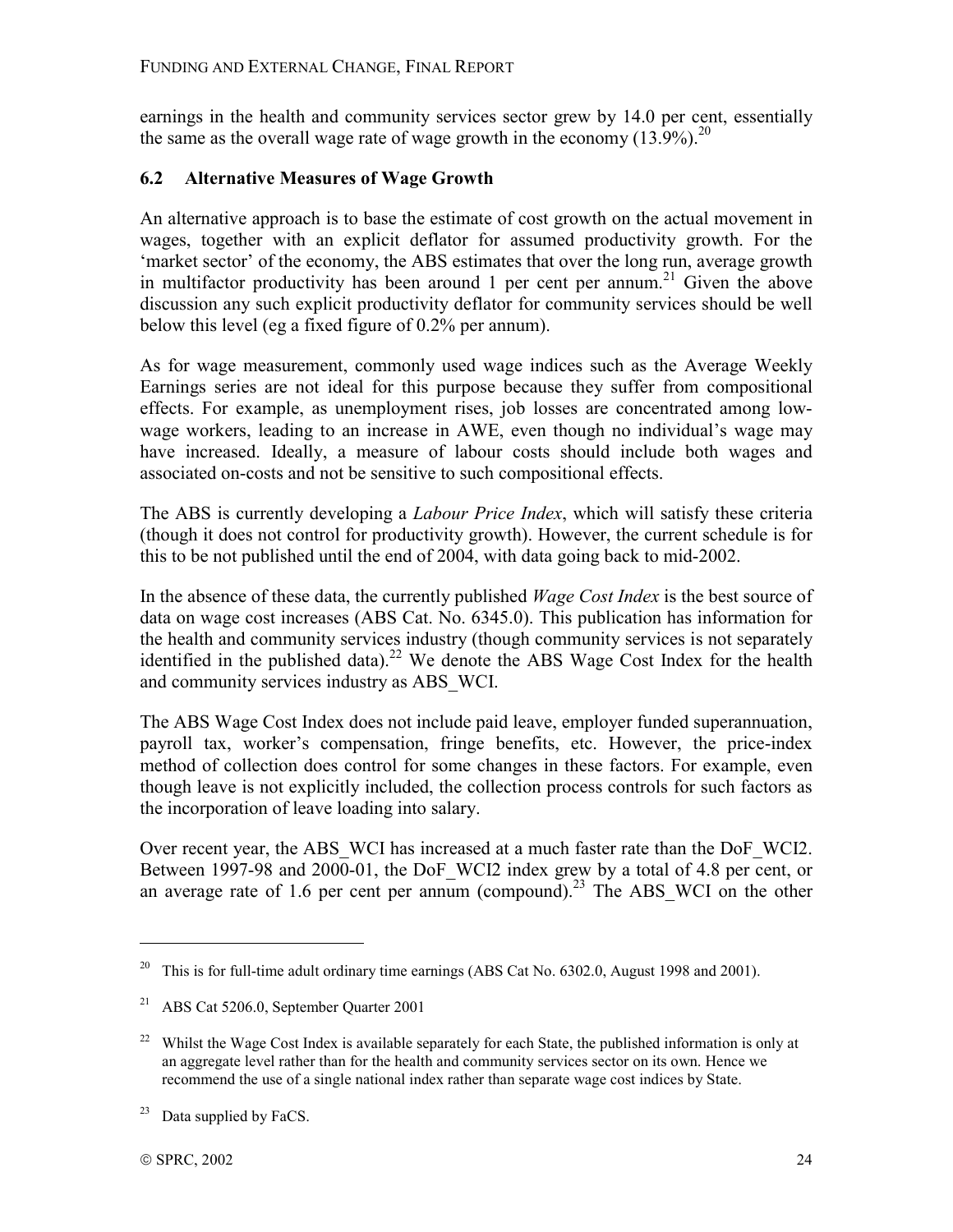earnings in the health and community services sector grew by 14.0 per cent, essentially the same as the overall wage rate of wage growth in the economy (13.9%).[20]

## 6.2 Alternative Measures of Wage Growth

An alternative approach is to base the estimate of cost growth on the actual movement in wages, together with an explicit deflator for assumed productivity growth. For the 'market sector' of the economy, the ABS estimates that over the long run, average growth in multifactor productivity has been around 1 per cent per annum.[21] Given the above discussion any such explicit productivity deflator for community services should be well below this level (eg a fixed figure of 0.2% per annum).

As for wage measurement, commonly used wage indices such as the Average Weekly Earnings series are not ideal for this purpose because they suffer from compositional effects. For example, as unemployment rises, job losses are concentrated among low-wage workers, leading to an increase in AWE, even though no individual's wage may have increased. Ideally, a measure of labour costs should include both wages and associated on-costs and not be sensitive to such compositional effects.

The ABS is currently developing a *Labour Price Index*, which will satisfy these criteria (though it does not control for productivity growth). However, the current schedule is for this to be not published until the end of 2004, with data going back to mid-2002.

In the absence of these data, the currently published *Wage Cost Index* is the best source of data on wage cost increases (ABS Cat. No. 6345.0). This publication has information for the health and community services industry (though community services is not separately identified in the published data).[22] We denote the ABS Wage Cost Index for the health and community services industry as ABS_WCI.

The ABS Wage Cost Index does not include paid leave, employer funded superannuation, payroll tax, worker's compensation, fringe benefits, etc. However, the price-index method of collection does control for some changes in these factors. For example, even though leave is not explicitly included, the collection process controls for such factors as the incorporation of leave loading into salary.

Over recent year, the ABS_WCI has increased at a much faster rate than the DoF_WCI2. Between 1997-98 and 2000-01, the DoF_WCI2 index grew by a total of 4.8 per cent, or an average rate of 1.6 per cent per annum (compound).[23] The ABS_WCI on the other

---

[20] This is for full-time adult ordinary time earnings (ABS Cat No. 6302.0, August 1998 and 2001).

[21] ABS Cat 5206.0, September Quarter 2001

[22] Whilst the Wage Cost Index is available separately for each State, the published information is only at an aggregate level rather than for the health and community services sector on its own. Hence we recommend the use of a single national index rather than separate wage cost indices by State.

[23] Data supplied by FaCS.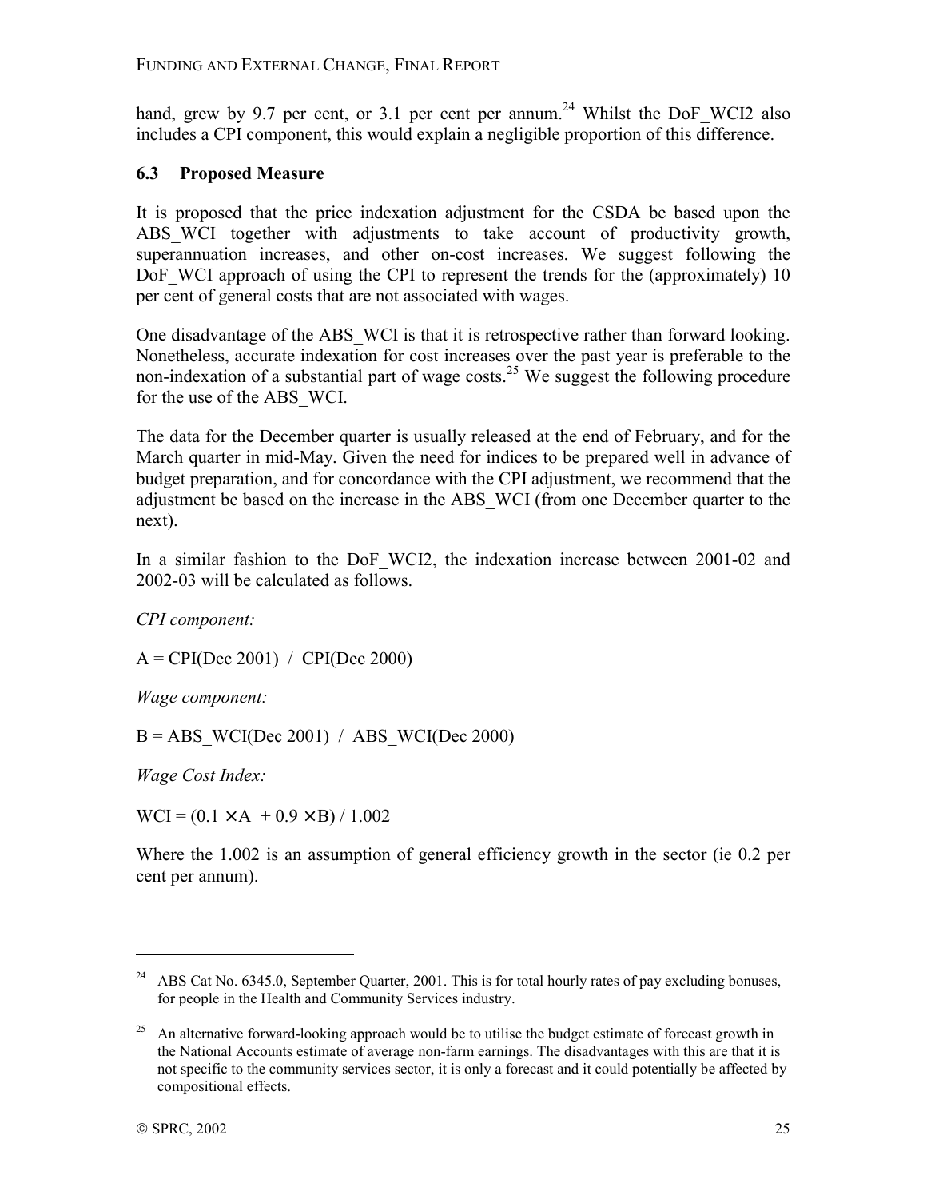hand, grew by 9.7 per cent, or 3.1 per cent per annum.[24] Whilst the DoF_WCI2 also includes a CPI component, this would explain a negligible proportion of this difference.

### 6.3 Proposed Measure

It is proposed that the price indexation adjustment for the CSDA be based upon the ABS_WCI together with adjustments to take account of productivity growth, superannuation increases, and other on-cost increases. We suggest following the DoF_WCI approach of using the CPI to represent the trends for the (approximately) 10 per cent of general costs that are not associated with wages.

One disadvantage of the ABS_WCI is that it is retrospective rather than forward looking. Nonetheless, accurate indexation for cost increases over the past year is preferable to the non-indexation of a substantial part of wage costs.[25] We suggest the following procedure for the use of the ABS_WCI.

The data for the December quarter is usually released at the end of February, and for the March quarter in mid-May. Given the need for indices to be prepared well in advance of budget preparation, and for concordance with the CPI adjustment, we recommend that the adjustment be based on the increase in the ABS_WCI (from one December quarter to the next).

In a similar fashion to the DoF_WCI2, the indexation increase between 2001-02 and 2002-03 will be calculated as follows.

*CPI component:*

$$A = CPI(\text{Dec } 2001) \;/\; CPI(\text{Dec } 2000)$$

*Wage component:*

$$B = ABS\_WCI(\text{Dec } 2001) \;/\; ABS\_WCI(\text{Dec } 2000)$$

*Wage Cost Index:*

$$WCI = (0.1 \times A + 0.9 \times B) / 1.002$$

Where the 1.002 is an assumption of general efficiency growth in the sector (ie 0.2 per cent per annum).

---

[24] ABS Cat No. 6345.0, September Quarter, 2001. This is for total hourly rates of pay excluding bonuses, for people in the Health and Community Services industry.

[25] An alternative forward-looking approach would be to utilise the budget estimate of forecast growth in the National Accounts estimate of average non-farm earnings. The disadvantages with this are that it is not specific to the community services sector, it is only a forecast and it could potentially be affected by compositional effects.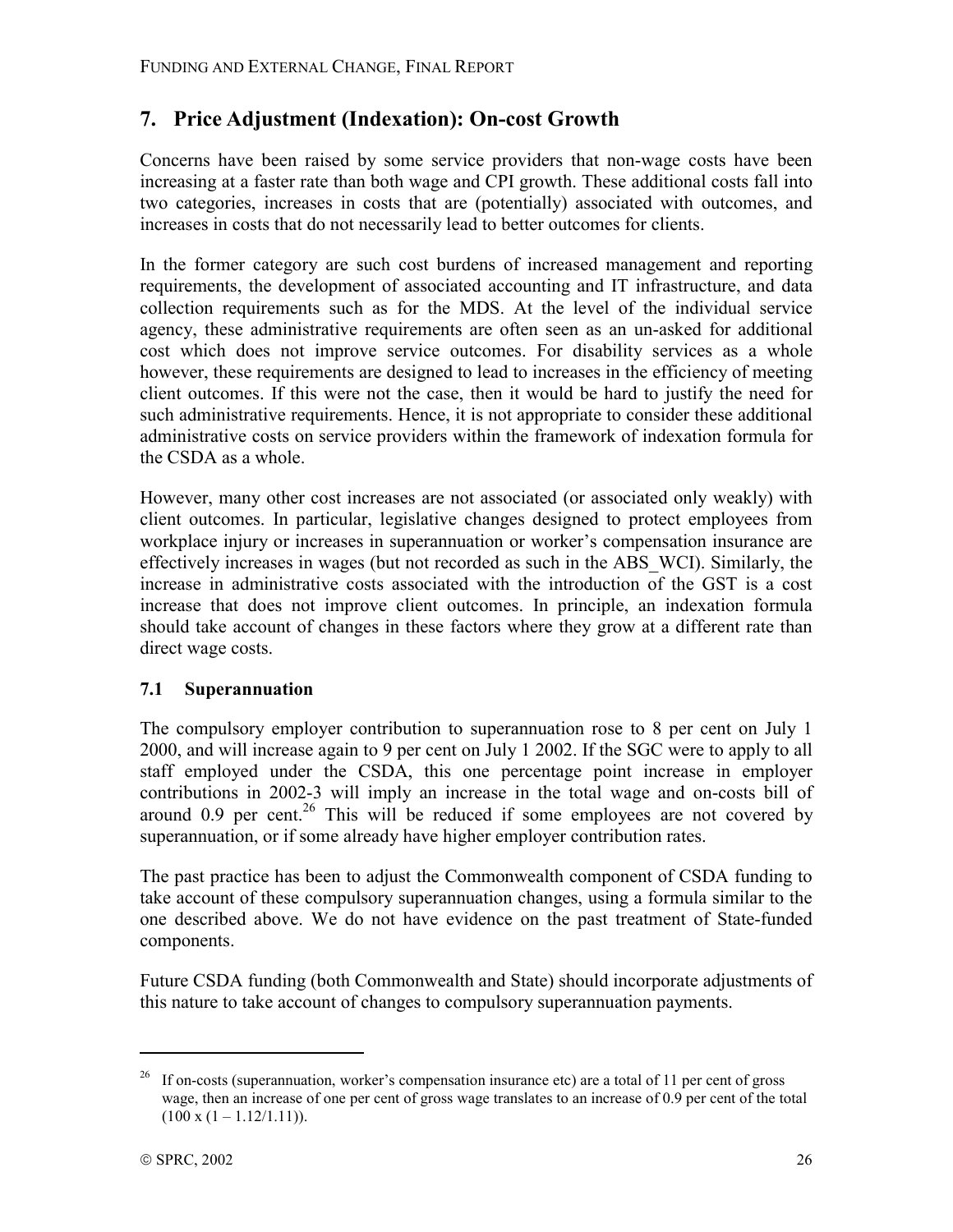# 7. Price Adjustment (Indexation): On-cost Growth

Concerns have been raised by some service providers that non-wage costs have been increasing at a faster rate than both wage and CPI growth. These additional costs fall into two categories, increases in costs that are (potentially) associated with outcomes, and increases in costs that do not necessarily lead to better outcomes for clients.

In the former category are such cost burdens of increased management and reporting requirements, the development of associated accounting and IT infrastructure, and data collection requirements such as for the MDS. At the level of the individual service agency, these administrative requirements are often seen as an un-asked for additional cost which does not improve service outcomes. For disability services as a whole however, these requirements are designed to lead to increases in the efficiency of meeting client outcomes. If this were not the case, then it would be hard to justify the need for such administrative requirements. Hence, it is not appropriate to consider these additional administrative costs on service providers within the framework of indexation formula for the CSDA as a whole.

However, many other cost increases are not associated (or associated only weakly) with client outcomes. In particular, legislative changes designed to protect employees from workplace injury or increases in superannuation or worker's compensation insurance are effectively increases in wages (but not recorded as such in the ABS_WCI). Similarly, the increase in administrative costs associated with the introduction of the GST is a cost increase that does not improve client outcomes. In principle, an indexation formula should take account of changes in these factors where they grow at a different rate than direct wage costs.

## 7.1 Superannuation

The compulsory employer contribution to superannuation rose to 8 per cent on July 1 2000, and will increase again to 9 per cent on July 1 2002. If the SGC were to apply to all staff employed under the CSDA, this one percentage point increase in employer contributions in 2002-3 will imply an increase in the total wage and on-costs bill of around 0.9 per cent.[26] This will be reduced if some employees are not covered by superannuation, or if some already have higher employer contribution rates.

The past practice has been to adjust the Commonwealth component of CSDA funding to take account of these compulsory superannuation changes, using a formula similar to the one described above. We do not have evidence on the past treatment of State-funded components.

Future CSDA funding (both Commonwealth and State) should incorporate adjustments of this nature to take account of changes to compulsory superannuation payments.

---

[26] If on-costs (superannuation, worker's compensation insurance etc) are a total of 11 per cent of gross wage, then an increase of one per cent of gross wage translates to an increase of 0.9 per cent of the total $(100 \times (1 - 1.12/1.11))$.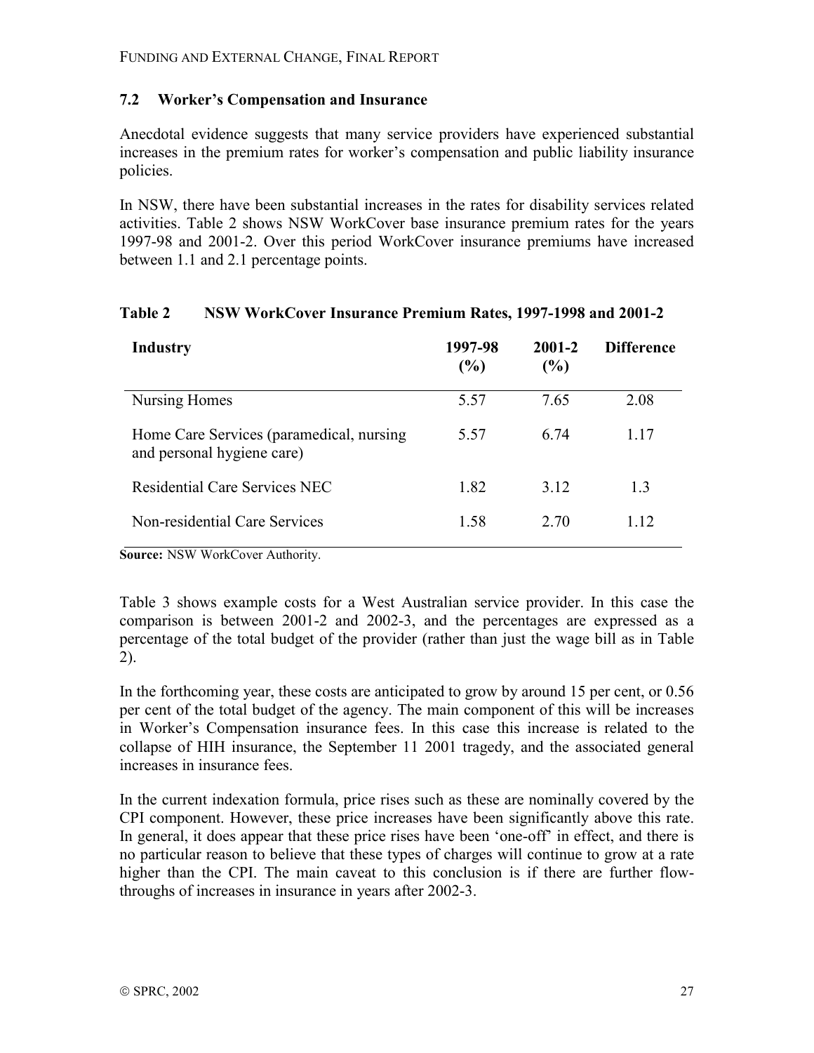## 7.2 Worker's Compensation and Insurance

Anecdotal evidence suggests that many service providers have experienced substantial increases in the premium rates for worker's compensation and public liability insurance policies.

In NSW, there have been substantial increases in the rates for disability services related activities. Table 2 shows NSW WorkCover base insurance premium rates for the years 1997-98 and 2001-2. Over this period WorkCover insurance premiums have increased between 1.1 and 2.1 percentage points.

**Table 2 NSW WorkCover Insurance Premium Rates, 1997-1998 and 2001-2**

| Industry | 1997-98 (%) | 2001-2 (%) | Difference |
|---|---|---|---|
| Nursing Homes | 5.57 | 7.65 | 2.08 |
| Home Care Services (paramedical, nursing and personal hygiene care) | 5.57 | 6.74 | 1.17 |
| Residential Care Services NEC | 1.82 | 3.12 | 1.3 |
| Non-residential Care Services | 1.58 | 2.70 | 1.12 |

**Source:** NSW WorkCover Authority.

Table 3 shows example costs for a West Australian service provider. In this case the comparison is between 2001-2 and 2002-3, and the percentages are expressed as a percentage of the total budget of the provider (rather than just the wage bill as in Table 2).

In the forthcoming year, these costs are anticipated to grow by around 15 per cent, or 0.56 per cent of the total budget of the agency. The main component of this will be increases in Worker's Compensation insurance fees. In this case this increase is related to the collapse of HIH insurance, the September 11 2001 tragedy, and the associated general increases in insurance fees.

In the current indexation formula, price rises such as these are nominally covered by the CPI component. However, these price increases have been significantly above this rate. In general, it does appear that these price rises have been 'one-off' in effect, and there is no particular reason to believe that these types of charges will continue to grow at a rate higher than the CPI. The main caveat to this conclusion is if there are further flow-throughs of increases in insurance in years after 2002-3.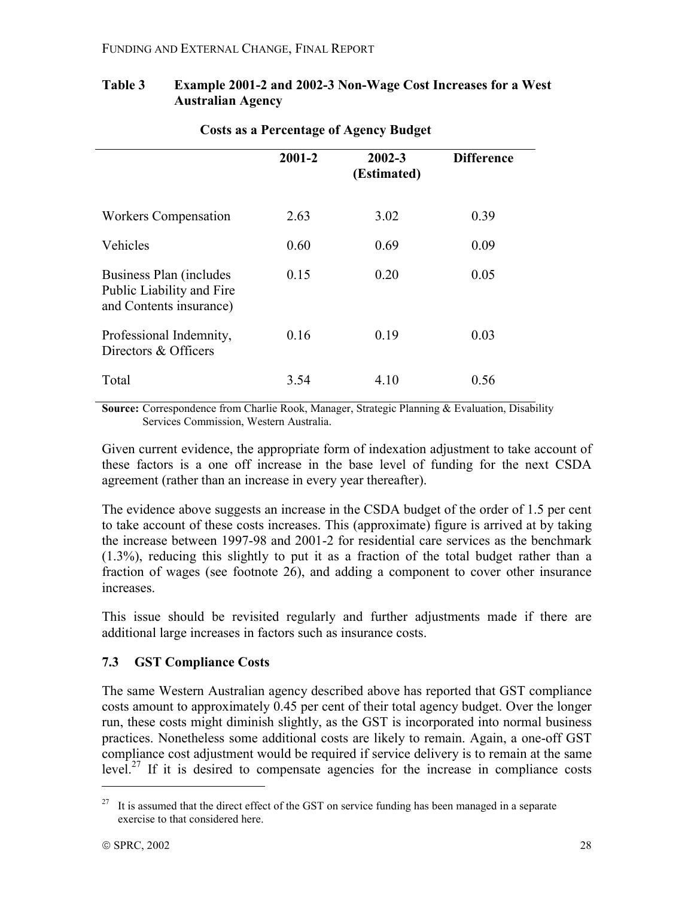**Table 3 Example 2001-2 and 2002-3 Non-Wage Cost Increases for a West Australian Agency**

**Costs as a Percentage of Agency Budget**

| | 2001-2 | 2002-3 (Estimated) | Difference |
|---|---|---|---|
| Workers Compensation | 2.63 | 3.02 | 0.39 |
| Vehicles | 0.60 | 0.69 | 0.09 |
| Business Plan (includes Public Liability and Fire and Contents insurance) | 0.15 | 0.20 | 0.05 |
| Professional Indemnity, Directors & Officers | 0.16 | 0.19 | 0.03 |
| Total | 3.54 | 4.10 | 0.56 |

**Source:** Correspondence from Charlie Rook, Manager, Strategic Planning & Evaluation, Disability Services Commission, Western Australia.

Given current evidence, the appropriate form of indexation adjustment to take account of these factors is a one off increase in the base level of funding for the next CSDA agreement (rather than an increase in every year thereafter).

The evidence above suggests an increase in the CSDA budget of the order of 1.5 per cent to take account of these costs increases. This (approximate) figure is arrived at by taking the increase between 1997-98 and 2001-2 for residential care services as the benchmark (1.3%), reducing this slightly to put it as a fraction of the total budget rather than a fraction of wages (see footnote 26), and adding a component to cover other insurance increases.

This issue should be revisited regularly and further adjustments made if there are additional large increases in factors such as insurance costs.

### 7.3 GST Compliance Costs

The same Western Australian agency described above has reported that GST compliance costs amount to approximately 0.45 per cent of their total agency budget. Over the longer run, these costs might diminish slightly, as the GST is incorporated into normal business practices. Nonetheless some additional costs are likely to remain. Again, a one-off GST compliance cost adjustment would be required if service delivery is to remain at the same level.[27] If it is desired to compensate agencies for the increase in compliance costs

[27] It is assumed that the direct effect of the GST on service funding has been managed in a separate exercise to that considered here.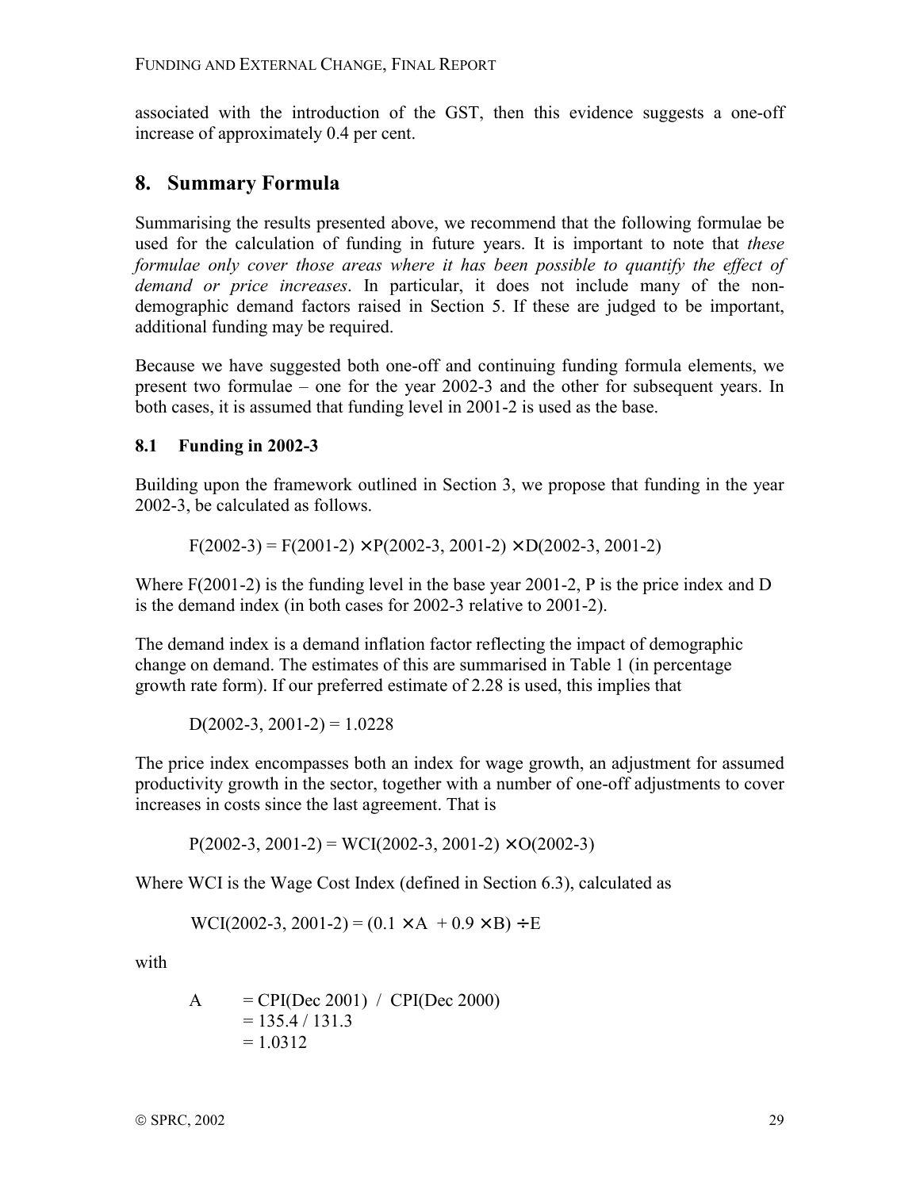associated with the introduction of the GST, then this evidence suggests a one-off increase of approximately 0.4 per cent.

## 8. Summary Formula

Summarising the results presented above, we recommend that the following formulae be used for the calculation of funding in future years. It is important to note that *these formulae only cover those areas where it has been possible to quantify the effect of demand or price increases*. In particular, it does not include many of the non-demographic demand factors raised in Section 5. If these are judged to be important, additional funding may be required.

Because we have suggested both one-off and continuing funding formula elements, we present two formulae – one for the year 2002-3 and the other for subsequent years. In both cases, it is assumed that funding level in 2001-2 is used as the base.

### 8.1 Funding in 2002-3

Building upon the framework outlined in Section 3, we propose that funding in the year 2002-3, be calculated as follows.

$$F(2002\text{-}3) = F(2001\text{-}2) \times P(2002\text{-}3, 2001\text{-}2) \times D(2002\text{-}3, 2001\text{-}2)$$

Where F(2001-2) is the funding level in the base year 2001-2, P is the price index and D is the demand index (in both cases for 2002-3 relative to 2001-2).

The demand index is a demand inflation factor reflecting the impact of demographic change on demand. The estimates of this are summarised in Table 1 (in percentage growth rate form). If our preferred estimate of 2.28 is used, this implies that

$$D(2002\text{-}3, 2001\text{-}2) = 1.0228$$

The price index encompasses both an index for wage growth, an adjustment for assumed productivity growth in the sector, together with a number of one-off adjustments to cover increases in costs since the last agreement. That is

$$P(2002\text{-}3, 2001\text{-}2) = WCI(2002\text{-}3, 2001\text{-}2) \times O(2002\text{-}3)$$

Where WCI is the Wage Cost Index (defined in Section 6.3), calculated as

$$WCI(2002\text{-}3, 2001\text{-}2) = (0.1 \times A + 0.9 \times B) \div E$$

with

$$\begin{aligned} A &= CPI(\text{Dec } 2001) \;/\; CPI(\text{Dec } 2000) \\ &= 135.4 / 131.3 \\ &= 1.0312 \end{aligned}$$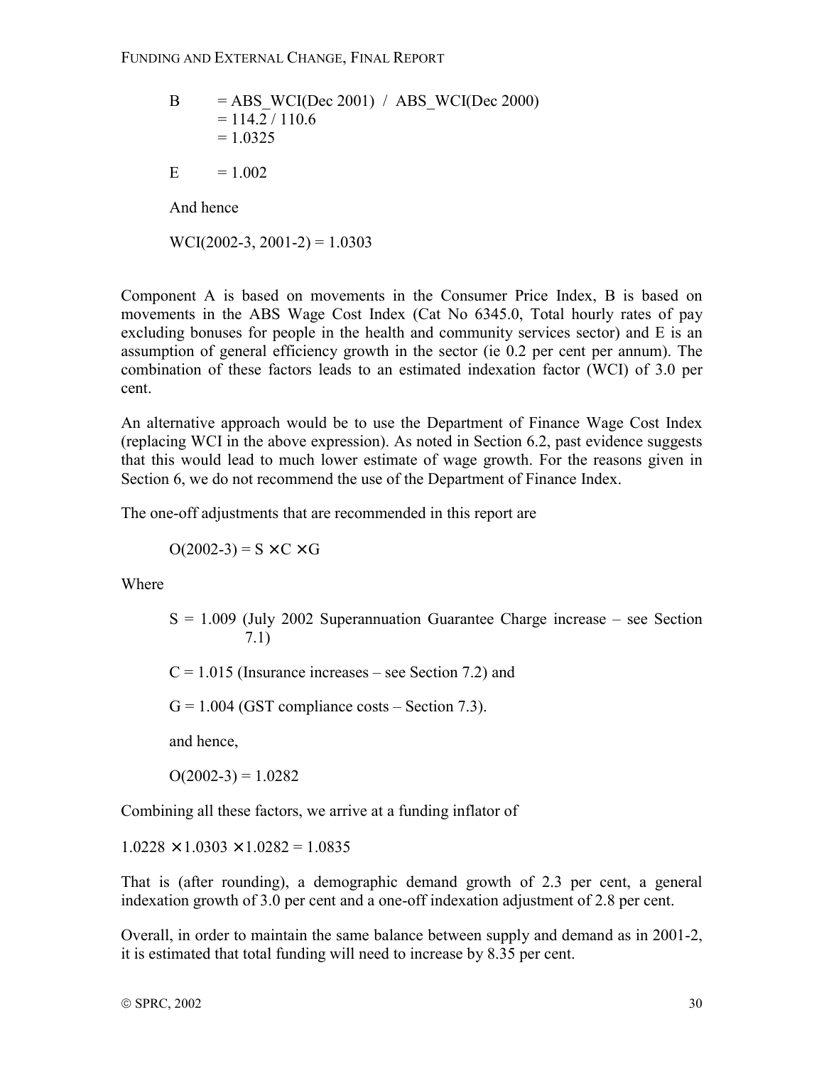$$
\begin{aligned}
B &= ABS\_WCI(\text{Dec } 2001) \;/\; ABS\_WCI(\text{Dec } 2000) \\
&= 114.2 / 110.6 \\
&= 1.0325
\end{aligned}
$$

$$
E = 1.002
$$

And hence

$$
WCI(2002\text{-}3, 2001\text{-}2) = 1.0303
$$

Component A is based on movements in the Consumer Price Index, B is based on movements in the ABS Wage Cost Index (Cat No 6345.0, Total hourly rates of pay excluding bonuses for people in the health and community services sector) and E is an assumption of general efficiency growth in the sector (ie 0.2 per cent per annum). The combination of these factors leads to an estimated indexation factor (WCI) of 3.0 per cent.

An alternative approach would be to use the Department of Finance Wage Cost Index (replacing WCI in the above expression). As noted in Section 6.2, past evidence suggests that this would lead to much lower estimate of wage growth. For the reasons given in Section 6, we do not recommend the use of the Department of Finance Index.

The one-off adjustments that are recommended in this report are

$$
O(2002\text{-}3) = S \times C \times G
$$

Where

$S = 1.009$ (July 2002 Superannuation Guarantee Charge increase – see Section 7.1)

$C = 1.015$ (Insurance increases – see Section 7.2) and

$G = 1.004$ (GST compliance costs – Section 7.3).

and hence,

$$
O(2002\text{-}3) = 1.0282
$$

Combining all these factors, we arrive at a funding inflator of

$$
1.0228 \times 1.0303 \times 1.0282 = 1.0835
$$

That is (after rounding), a demographic demand growth of 2.3 per cent, a general indexation growth of 3.0 per cent and a one-off indexation adjustment of 2.8 per cent.

Overall, in order to maintain the same balance between supply and demand as in 2001-2, it is estimated that total funding will need to increase by 8.35 per cent.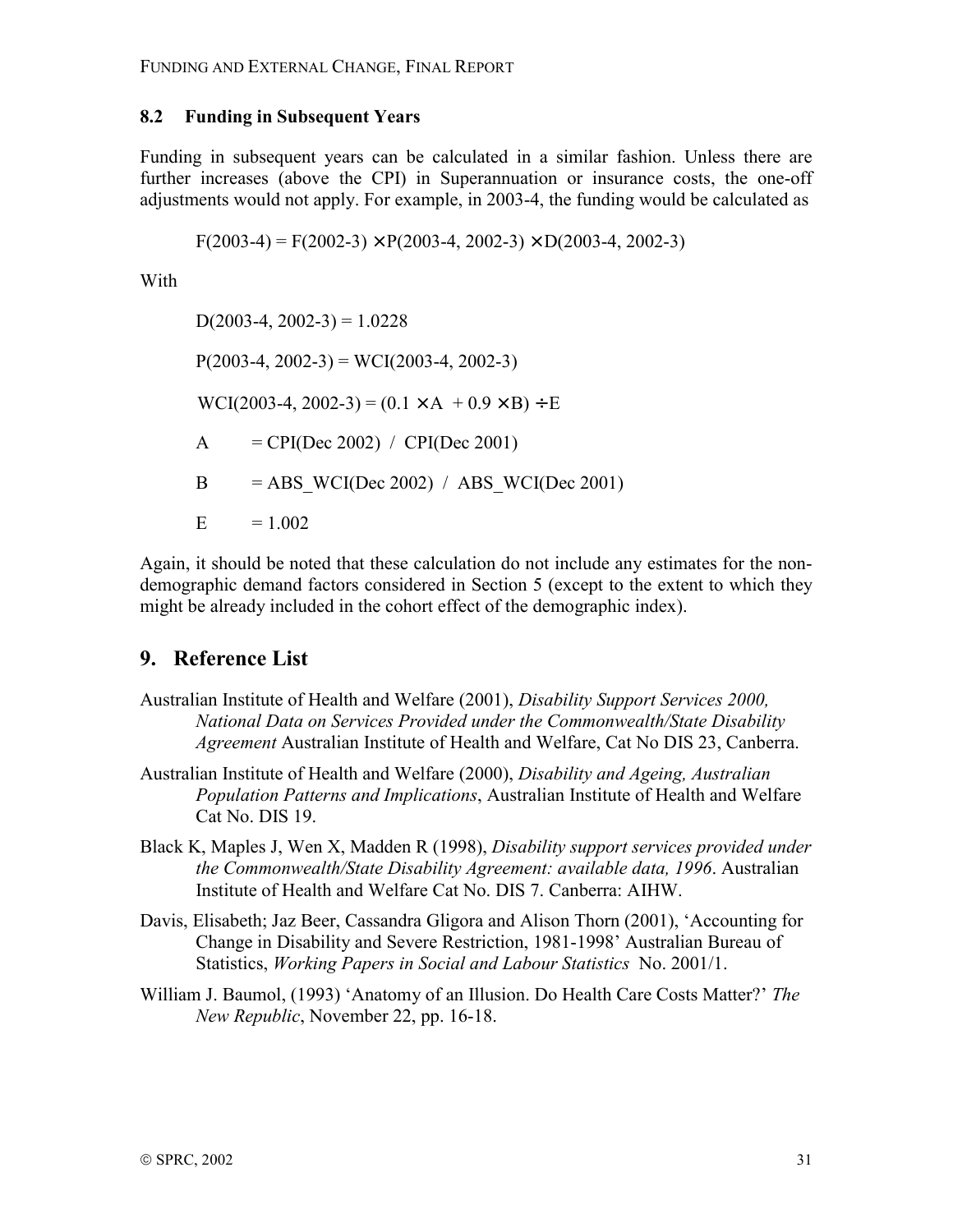### 8.2 Funding in Subsequent Years

Funding in subsequent years can be calculated in a similar fashion. Unless there are further increases (above the CPI) in Superannuation or insurance costs, the one-off adjustments would not apply. For example, in 2003-4, the funding would be calculated as

$$F(2003\text{-}4) = F(2002\text{-}3) \times P(2003\text{-}4, 2002\text{-}3) \times D(2003\text{-}4, 2002\text{-}3)$$

With

$$D(2003\text{-}4, 2002\text{-}3) = 1.0228$$

$$P(2003\text{-}4, 2002\text{-}3) = WCI(2003\text{-}4, 2002\text{-}3)$$

$$WCI(2003\text{-}4, 2002\text{-}3) = (0.1 \times A + 0.9 \times B) \div E$$

$$A = CPI(\text{Dec } 2002) \ / \ CPI(\text{Dec } 2001)$$

$$B = ABS\_WCI(\text{Dec } 2002) \ / \ ABS\_WCI(\text{Dec } 2001)$$

$$E = 1.002$$

Again, it should be noted that these calculation do not include any estimates for the non-demographic demand factors considered in Section 5 (except to the extent to which they might be already included in the cohort effect of the demographic index).

## 9. Reference List

Australian Institute of Health and Welfare (2001), *Disability Support Services 2000, National Data on Services Provided under the Commonwealth/State Disability Agreement* Australian Institute of Health and Welfare, Cat No DIS 23, Canberra.

Australian Institute of Health and Welfare (2000), *Disability and Ageing, Australian Population Patterns and Implications*, Australian Institute of Health and Welfare Cat No. DIS 19.

Black K, Maples J, Wen X, Madden R (1998), *Disability support services provided under the Commonwealth/State Disability Agreement: available data, 1996*. Australian Institute of Health and Welfare Cat No. DIS 7. Canberra: AIHW.

Davis, Elisabeth; Jaz Beer, Cassandra Gligora and Alison Thorn (2001), 'Accounting for Change in Disability and Severe Restriction, 1981-1998' Australian Bureau of Statistics, *Working Papers in Social and Labour Statistics* No. 2001/1.

William J. Baumol, (1993) 'Anatomy of an Illusion. Do Health Care Costs Matter?' *The New Republic*, November 22, pp. 16-18.